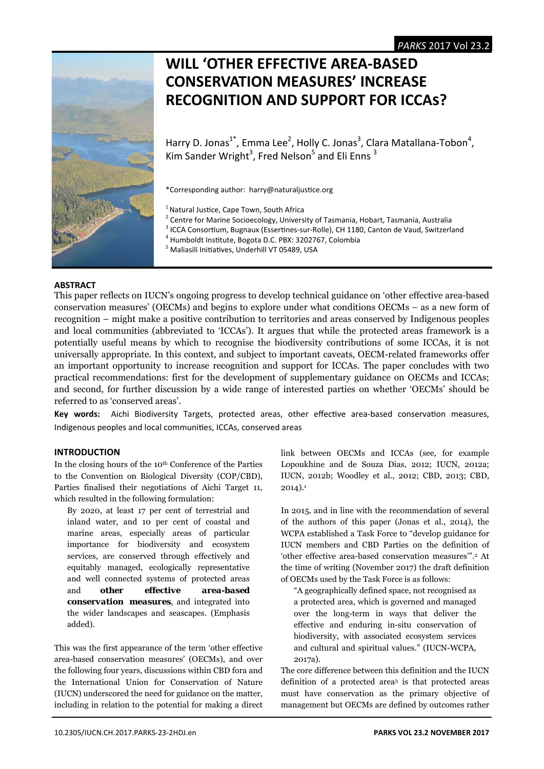# WILL 'OTHER EFFECTIVE AREA-BASED CONSERVATION MEASURES' INCREASE RECOGNITION AND SUPPORT FOR ICCAs?

Harry D. Jonas[1*], Emma Lee[2], Holly C. Jonas[3], Clara Matallana-Tobon[4], Kim Sander Wright[3], Fred Nelson[5] and Eli Enns [3]

*Corresponding author: harry@naturaljustice.org

[1] Natural Justice, Cape Town, South Africa
[2] Centre for Marine Socioecology, University of Tasmania, Hobart, Tasmania, Australia
[3] ICCA Consortium, Bugnaux (Essertines-sur-Rolle), CH 1180, Canton de Vaud, Switzerland
[4] Humboldt Institute, Bogota D.C. PBX: 3202767, Colombia
[5] Maliasili Initiatives, Underhill VT 05489, USA

## ABSTRACT

This paper reflects on IUCN's ongoing progress to develop technical guidance on 'other effective area-based conservation measures' (OECMs) and begins to explore under what conditions OECMs – as a new form of recognition – might make a positive contribution to territories and areas conserved by Indigenous peoples and local communities (abbreviated to 'ICCAs'). It argues that while the protected areas framework is a potentially useful means by which to recognise the biodiversity contributions of some ICCAs, it is not universally appropriate. In this context, and subject to important caveats, OECM-related frameworks offer an important opportunity to increase recognition and support for ICCAs. The paper concludes with two practical recommendations: first for the development of supplementary guidance on OECMs and ICCAs; and second, for further discussion by a wide range of interested parties on whether 'OECMs' should be referred to as 'conserved areas'.

**Key words:** Aichi Biodiversity Targets, protected areas, other effective area-based conservation measures, Indigenous peoples and local communities, ICCAs, conserved areas

## INTRODUCTION

In the closing hours of the 10th Conference of the Parties to the Convention on Biological Diversity (COP/CBD), Parties finalised their negotiations of Aichi Target 11, which resulted in the following formulation:

> By 2020, at least 17 per cent of terrestrial and inland water, and 10 per cent of coastal and marine areas, especially areas of particular importance for biodiversity and ecosystem services, are conserved through effectively and equitably managed, ecologically representative and well connected systems of protected areas and ***other effective area-based conservation measures***, and integrated into the wider landscapes and seascapes. (Emphasis added).

This was the first appearance of the term 'other effective area-based conservation measures' (OECMs), and over the following four years, discussions within CBD fora and the International Union for Conservation of Nature (IUCN) underscored the need for guidance on the matter, including in relation to the potential for making a direct link between OECMs and ICCAs (see, for example Lopoukhine and de Souza Dias, 2012; IUCN, 2012a; IUCN, 2012b; Woodley et al., 2012; CBD, 2013; CBD, 2014).[1]

In 2015, and in line with the recommendation of several of the authors of this paper (Jonas et al., 2014), the WCPA established a Task Force to "develop guidance for IUCN members and CBD Parties on the definition of 'other effective area-based conservation measures'".[2] At the time of writing (November 2017) the draft definition of OECMs used by the Task Force is as follows:

> "A geographically defined space, not recognised as a protected area, which is governed and managed over the long-term in ways that deliver the effective and enduring in-situ conservation of biodiversity, with associated ecosystem services and cultural and spiritual values." (IUCN-WCPA, 2017a).

The core difference between this definition and the IUCN definition of a protected area[3] is that protected areas must have conservation as the primary objective of management but OECMs are defined by outcomes rather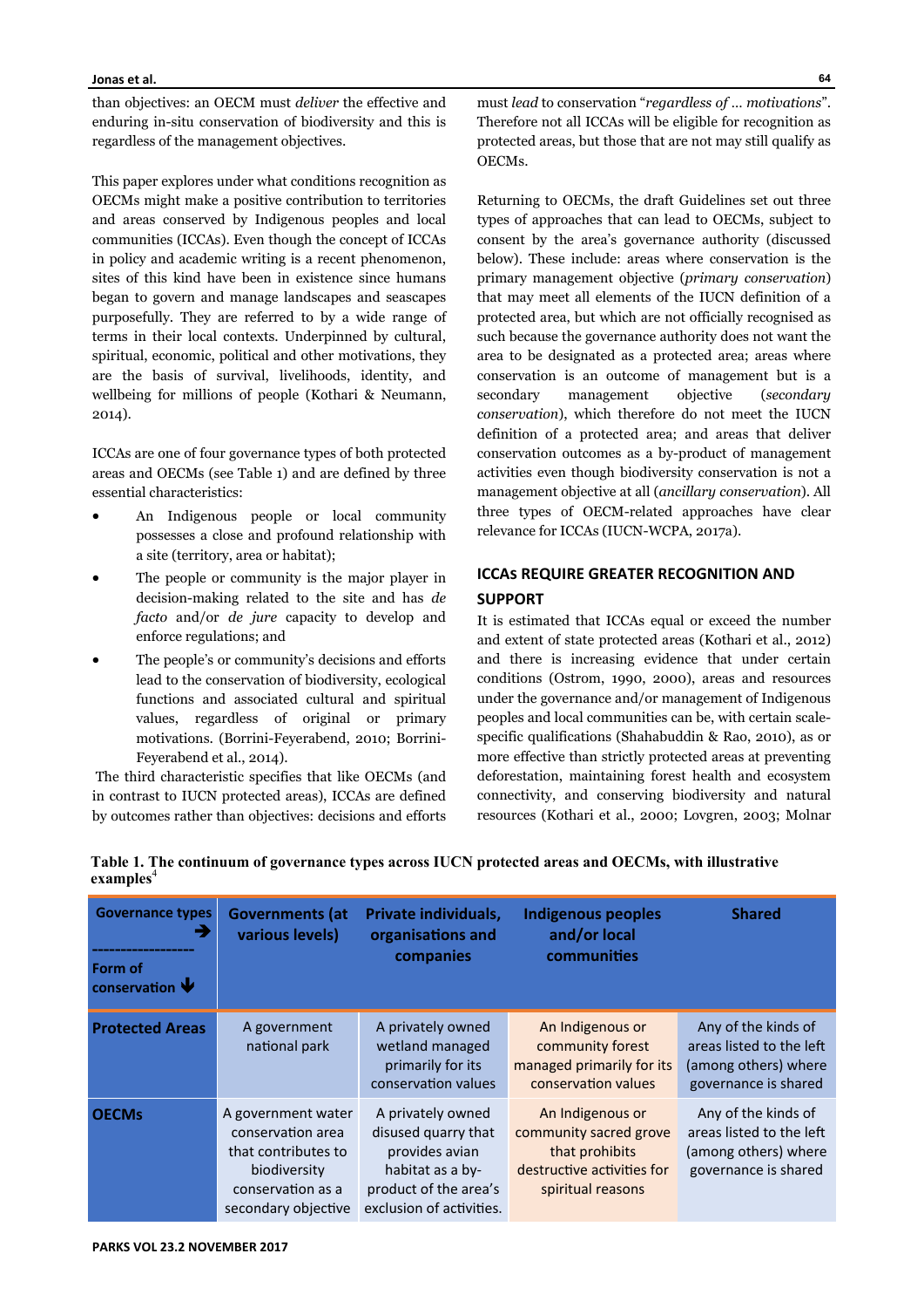than objectives: an OECM must *deliver* the effective and enduring in-situ conservation of biodiversity and this is regardless of the management objectives.

This paper explores under what conditions recognition as OECMs might make a positive contribution to territories and areas conserved by Indigenous peoples and local communities (ICCAs). Even though the concept of ICCAs in policy and academic writing is a recent phenomenon, sites of this kind have been in existence since humans began to govern and manage landscapes and seascapes purposefully. They are referred to by a wide range of terms in their local contexts. Underpinned by cultural, spiritual, economic, political and other motivations, they are the basis of survival, livelihoods, identity, and wellbeing for millions of people (Kothari & Neumann, 2014).

ICCAs are one of four governance types of both protected areas and OECMs (see Table 1) and are defined by three essential characteristics:

- An Indigenous people or local community possesses a close and profound relationship with a site (territory, area or habitat);
- The people or community is the major player in decision-making related to the site and has *de facto* and/or *de jure* capacity to develop and enforce regulations; and
- The people's or community's decisions and efforts lead to the conservation of biodiversity, ecological functions and associated cultural and spiritual values, regardless of original or primary motivations. (Borrini-Feyerabend, 2010; Borrini-Feyerabend et al., 2014).

The third characteristic specifies that like OECMs (and in contrast to IUCN protected areas), ICCAs are defined by outcomes rather than objectives: decisions and efforts must *lead* to conservation "*regardless of … motivations*". Therefore not all ICCAs will be eligible for recognition as protected areas, but those that are not may still qualify as OECMs.

Returning to OECMs, the draft Guidelines set out three types of approaches that can lead to OECMs, subject to consent by the area's governance authority (discussed below). These include: areas where conservation is the primary management objective (*primary conservation*) that may meet all elements of the IUCN definition of a protected area, but which are not officially recognised as such because the governance authority does not want the area to be designated as a protected area; areas where conservation is an outcome of management but is a secondary management objective (*secondary conservation*), which therefore do not meet the IUCN definition of a protected area; and areas that deliver conservation outcomes as a by-product of management activities even though biodiversity conservation is not a management objective at all (*ancillary conservation*). All three types of OECM-related approaches have clear relevance for ICCAs (IUCN-WCPA, 2017a).

## ICCAs REQUIRE GREATER RECOGNITION AND SUPPORT

It is estimated that ICCAs equal or exceed the number and extent of state protected areas (Kothari et al., 2012) and there is increasing evidence that under certain conditions (Ostrom, 1990, 2000), areas and resources under the governance and/or management of Indigenous peoples and local communities can be, with certain scale-specific qualifications (Shahabuddin & Rao, 2010), as or more effective than strictly protected areas at preventing deforestation, maintaining forest health and ecosystem connectivity, and conserving biodiversity and natural resources (Kothari et al., 2000; Lovgren, 2003; Molnar

**Table 1. The continuum of governance types across IUCN protected areas and OECMs, with illustrative examples**[4]

| Governance types → / Form of conservation ↓ | Governments (at various levels) | Private individuals, organisations and companies | Indigenous peoples and/or local communities | Shared |
|---|---|---|---|---|
| **Protected Areas** | A government national park | A privately owned wetland managed primarily for its conservation values | An Indigenous or community forest managed primarily for its conservation values | Any of the kinds of areas listed to the left (among others) where governance is shared |
| **OECMs** | A government water conservation area that contributes to biodiversity conservation as a secondary objective | A privately owned disused quarry that provides avian habitat as a by-product of the area's exclusion of activities. | An Indigenous or community sacred grove that prohibits destructive activities for spiritual reasons | Any of the kinds of areas listed to the left (among others) where governance is shared |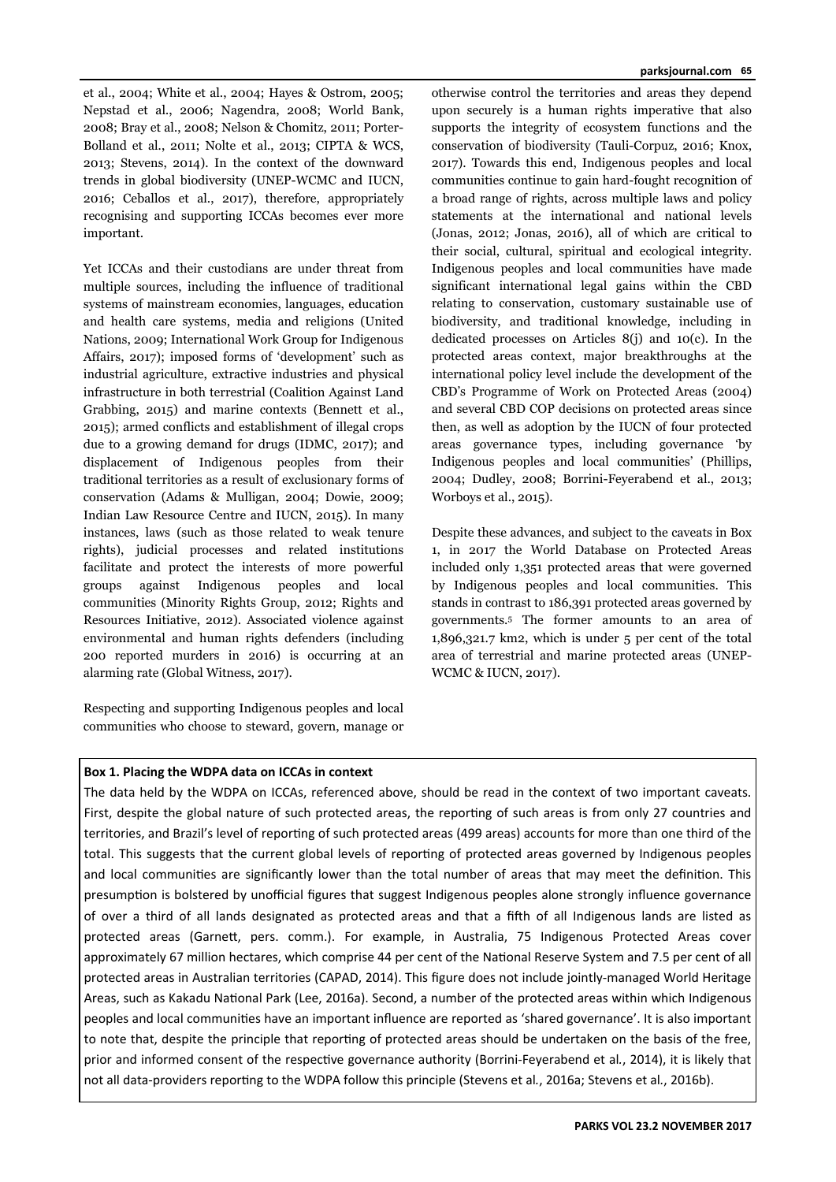et al., 2004; White et al., 2004; Hayes & Ostrom, 2005; Nepstad et al., 2006; Nagendra, 2008; World Bank, 2008; Bray et al., 2008; Nelson & Chomitz, 2011; Porter-Bolland et al., 2011; Nolte et al., 2013; CIPTA & WCS, 2013; Stevens, 2014). In the context of the downward trends in global biodiversity (UNEP-WCMC and IUCN, 2016; Ceballos et al., 2017), therefore, appropriately recognising and supporting ICCAs becomes ever more important.

Yet ICCAs and their custodians are under threat from multiple sources, including the influence of traditional systems of mainstream economies, languages, education and health care systems, media and religions (United Nations, 2009; International Work Group for Indigenous Affairs, 2017); imposed forms of 'development' such as industrial agriculture, extractive industries and physical infrastructure in both terrestrial (Coalition Against Land Grabbing, 2015) and marine contexts (Bennett et al., 2015); armed conflicts and establishment of illegal crops due to a growing demand for drugs (IDMC, 2017); and displacement of Indigenous peoples from their traditional territories as a result of exclusionary forms of conservation (Adams & Mulligan, 2004; Dowie, 2009; Indian Law Resource Centre and IUCN, 2015). In many instances, laws (such as those related to weak tenure rights), judicial processes and related institutions facilitate and protect the interests of more powerful groups against Indigenous peoples and local communities (Minority Rights Group, 2012; Rights and Resources Initiative, 2012). Associated violence against environmental and human rights defenders (including 200 reported murders in 2016) is occurring at an alarming rate (Global Witness, 2017).

Respecting and supporting Indigenous peoples and local communities who choose to steward, govern, manage or otherwise control the territories and areas they depend upon securely is a human rights imperative that also supports the integrity of ecosystem functions and the conservation of biodiversity (Tauli-Corpuz, 2016; Knox, 2017). Towards this end, Indigenous peoples and local communities continue to gain hard-fought recognition of a broad range of rights, across multiple laws and policy statements at the international and national levels (Jonas, 2012; Jonas, 2016), all of which are critical to their social, cultural, spiritual and ecological integrity. Indigenous peoples and local communities have made significant international legal gains within the CBD relating to conservation, customary sustainable use of biodiversity, and traditional knowledge, including in dedicated processes on Articles 8(j) and 10(c). In the protected areas context, major breakthroughs at the international policy level include the development of the CBD's Programme of Work on Protected Areas (2004) and several CBD COP decisions on protected areas since then, as well as adoption by the IUCN of four protected areas governance types, including governance 'by Indigenous peoples and local communities' (Phillips, 2004; Dudley, 2008; Borrini-Feyerabend et al., 2013; Worboys et al., 2015).

Despite these advances, and subject to the caveats in Box 1, in 2017 the World Database on Protected Areas included only 1,351 protected areas that were governed by Indigenous peoples and local communities. This stands in contrast to 186,391 protected areas governed by governments.[5] The former amounts to an area of 1,896,321.7 km2, which is under 5 per cent of the total area of terrestrial and marine protected areas (UNEP-WCMC & IUCN, 2017).

**Box 1. Placing the WDPA data on ICCAs in context**

The data held by the WDPA on ICCAs, referenced above, should be read in the context of two important caveats. First, despite the global nature of such protected areas, the reporting of such areas is from only 27 countries and territories, and Brazil's level of reporting of such protected areas (499 areas) accounts for more than one third of the total. This suggests that the current global levels of reporting of protected areas governed by Indigenous peoples and local communities are significantly lower than the total number of areas that may meet the definition. This presumption is bolstered by unofficial figures that suggest Indigenous peoples alone strongly influence governance of over a third of all lands designated as protected areas and that a fifth of all Indigenous lands are listed as protected areas (Garnett, pers. comm.). For example, in Australia, 75 Indigenous Protected Areas cover approximately 67 million hectares, which comprise 44 per cent of the National Reserve System and 7.5 per cent of all protected areas in Australian territories (CAPAD, 2014). This figure does not include jointly-managed World Heritage Areas, such as Kakadu National Park (Lee, 2016a). Second, a number of the protected areas within which Indigenous peoples and local communities have an important influence are reported as 'shared governance'. It is also important to note that, despite the principle that reporting of protected areas should be undertaken on the basis of the free, prior and informed consent of the respective governance authority (Borrini-Feyerabend et al., 2014), it is likely that not all data-providers reporting to the WDPA follow this principle (Stevens et al., 2016a; Stevens et al., 2016b).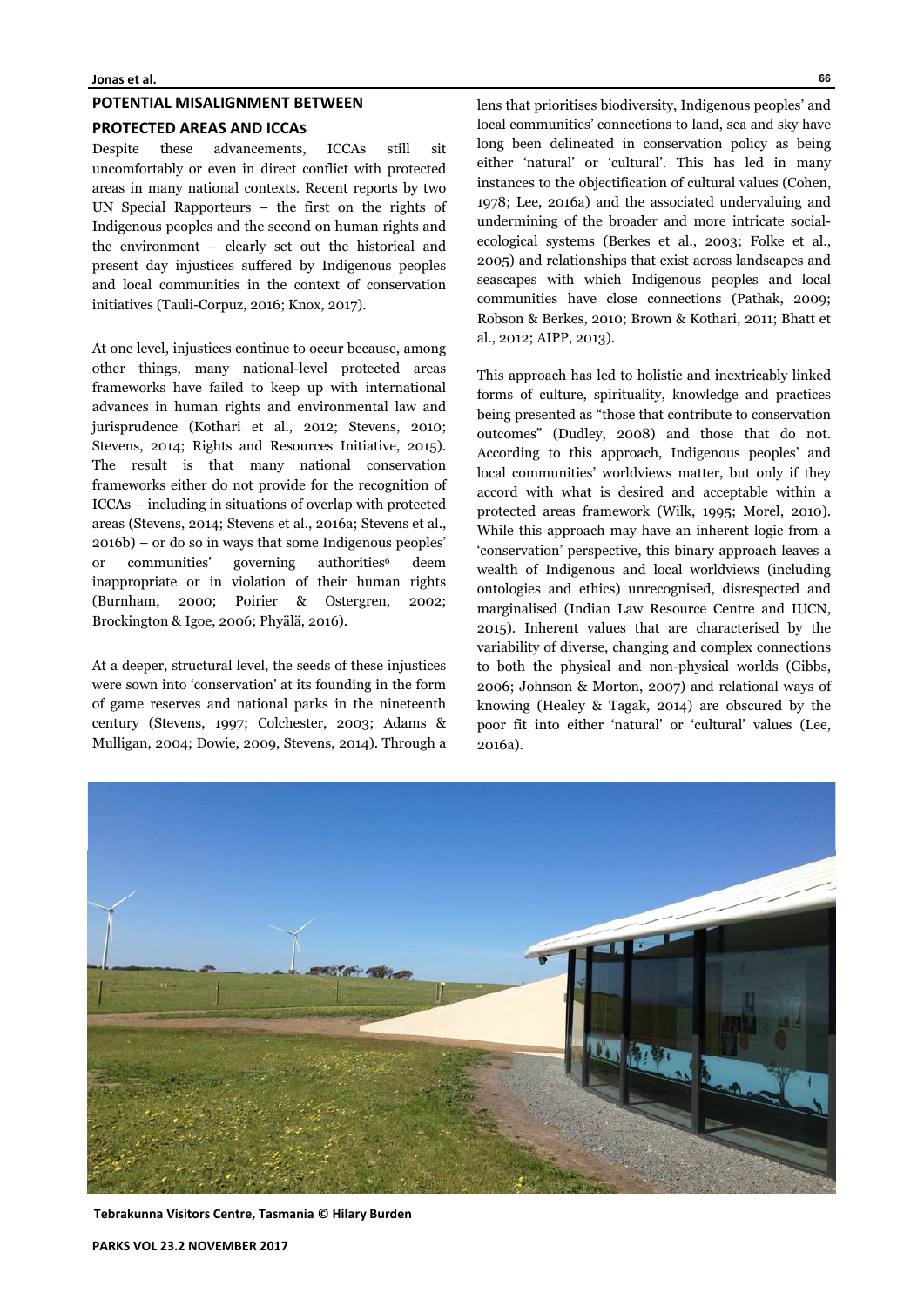## POTENTIAL MISALIGNMENT BETWEEN PROTECTED AREAS AND ICCAs

Despite these advancements, ICCAs still sit uncomfortably or even in direct conflict with protected areas in many national contexts. Recent reports by two UN Special Rapporteurs – the first on the rights of Indigenous peoples and the second on human rights and the environment – clearly set out the historical and present day injustices suffered by Indigenous peoples and local communities in the context of conservation initiatives (Tauli-Corpuz, 2016; Knox, 2017).

At one level, injustices continue to occur because, among other things, many national-level protected areas frameworks have failed to keep up with international advances in human rights and environmental law and jurisprudence (Kothari et al., 2012; Stevens, 2010; Stevens, 2014; Rights and Resources Initiative, 2015). The result is that many national conservation frameworks either do not provide for the recognition of ICCAs – including in situations of overlap with protected areas (Stevens, 2014; Stevens et al., 2016a; Stevens et al., 2016b) – or do so in ways that some Indigenous peoples' or communities' governing authorities[6] deem inappropriate or in violation of their human rights (Burnham, 2000; Poirier & Ostergren, 2002; Brockington & Igoe, 2006; Phyälä, 2016).

At a deeper, structural level, the seeds of these injustices were sown into 'conservation' at its founding in the form of game reserves and national parks in the nineteenth century (Stevens, 1997; Colchester, 2003; Adams & Mulligan, 2004; Dowie, 2009, Stevens, 2014). Through a lens that prioritises biodiversity, Indigenous peoples' and local communities' connections to land, sea and sky have long been delineated in conservation policy as being either 'natural' or 'cultural'. This has led in many instances to the objectification of cultural values (Cohen, 1978; Lee, 2016a) and the associated undervaluing and undermining of the broader and more intricate social-ecological systems (Berkes et al., 2003; Folke et al., 2005) and relationships that exist across landscapes and seascapes with which Indigenous peoples and local communities have close connections (Pathak, 2009; Robson & Berkes, 2010; Brown & Kothari, 2011; Bhatt et al., 2012; AIPP, 2013).

This approach has led to holistic and inextricably linked forms of culture, spirituality, knowledge and practices being presented as "those that contribute to conservation outcomes" (Dudley, 2008) and those that do not. According to this approach, Indigenous peoples' and local communities' worldviews matter, but only if they accord with what is desired and acceptable within a protected areas framework (Wilk, 1995; Morel, 2010). While this approach may have an inherent logic from a 'conservation' perspective, this binary approach leaves a wealth of Indigenous and local worldviews (including ontologies and ethics) unrecognised, disrespected and marginalised (Indian Law Resource Centre and IUCN, 2015). Inherent values that are characterised by the variability of diverse, changing and complex connections to both the physical and non-physical worlds (Gibbs, 2006; Johnson & Morton, 2007) and relational ways of knowing (Healey & Tagak, 2014) are obscured by the poor fit into either 'natural' or 'cultural' values (Lee, 2016a).

Tebrakunna Visitors Centre, Tasmania © Hilary Burden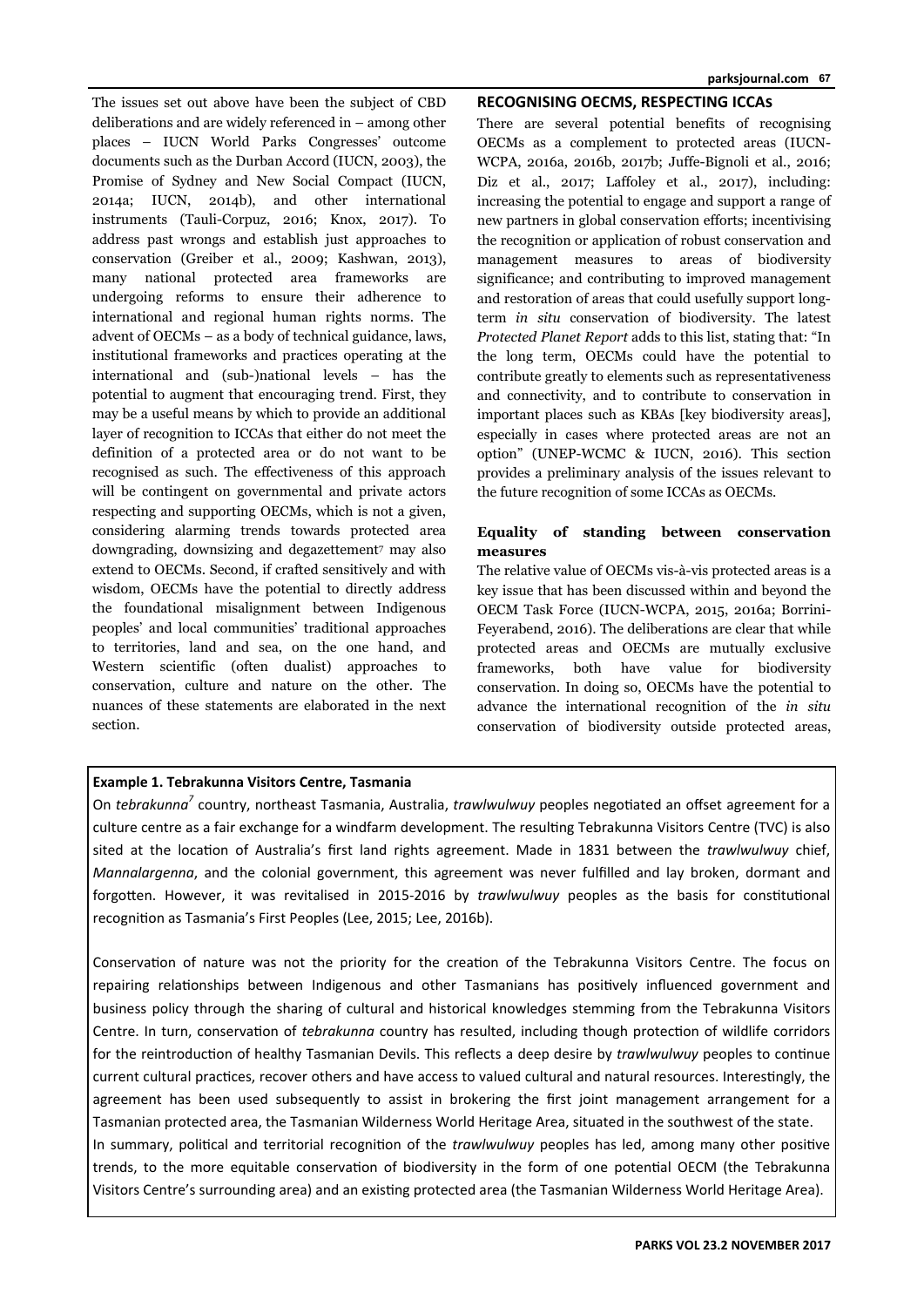The issues set out above have been the subject of CBD deliberations and are widely referenced in – among other places – IUCN World Parks Congresses' outcome documents such as the Durban Accord (IUCN, 2003), the Promise of Sydney and New Social Compact (IUCN, 2014a; IUCN, 2014b), and other international instruments (Tauli-Corpuz, 2016; Knox, 2017). To address past wrongs and establish just approaches to conservation (Greiber et al., 2009; Kashwan, 2013), many national protected area frameworks are undergoing reforms to ensure their adherence to international and regional human rights norms. The advent of OECMs – as a body of technical guidance, laws, institutional frameworks and practices operating at the international and (sub-)national levels – has the potential to augment that encouraging trend. First, they may be a useful means by which to provide an additional layer of recognition to ICCAs that either do not meet the definition of a protected area or do not want to be recognised as such. The effectiveness of this approach will be contingent on governmental and private actors respecting and supporting OECMs, which is not a given, considering alarming trends towards protected area downgrading, downsizing and degazettement[7] may also extend to OECMs. Second, if crafted sensitively and with wisdom, OECMs have the potential to directly address the foundational misalignment between Indigenous peoples' and local communities' traditional approaches to territories, land and sea, on the one hand, and Western scientific (often dualist) approaches to conservation, culture and nature on the other. The nuances of these statements are elaborated in the next section.

## RECOGNISING OECMS, RESPECTING ICCAS

There are several potential benefits of recognising OECMs as a complement to protected areas (IUCN-WCPA, 2016a, 2016b, 2017b; Juffe-Bignoli et al., 2016; Diz et al., 2017; Laffoley et al., 2017), including: increasing the potential to engage and support a range of new partners in global conservation efforts; incentivising the recognition or application of robust conservation and management measures to areas of biodiversity significance; and contributing to improved management and restoration of areas that could usefully support long-term *in situ* conservation of biodiversity. The latest *Protected Planet Report* adds to this list, stating that: "In the long term, OECMs could have the potential to contribute greatly to elements such as representativeness and connectivity, and to contribute to conservation in important places such as KBAs [key biodiversity areas], especially in cases where protected areas are not an option" (UNEP-WCMC & IUCN, 2016). This section provides a preliminary analysis of the issues relevant to the future recognition of some ICCAs as OECMs.

### Equality of standing between conservation measures

The relative value of OECMs vis-à-vis protected areas is a key issue that has been discussed within and beyond the OECM Task Force (IUCN-WCPA, 2015, 2016a; Borrini-Feyerabend, 2016). The deliberations are clear that while protected areas and OECMs are mutually exclusive frameworks, both have value for biodiversity conservation. In doing so, OECMs have the potential to advance the international recognition of the *in situ* conservation of biodiversity outside protected areas,

**Example 1. Tebrakunna Visitors Centre, Tasmania**

On *tebrakunna*[7] country, northeast Tasmania, Australia, *trawlwulwuy* peoples negotiated an offset agreement for a culture centre as a fair exchange for a windfarm development. The resulting Tebrakunna Visitors Centre (TVC) is also sited at the location of Australia's first land rights agreement. Made in 1831 between the *trawlwulwuy* chief, *Mannalargenna*, and the colonial government, this agreement was never fulfilled and lay broken, dormant and forgotten. However, it was revitalised in 2015-2016 by *trawlwulwuy* peoples as the basis for constitutional recognition as Tasmania's First Peoples (Lee, 2015; Lee, 2016b).

Conservation of nature was not the priority for the creation of the Tebrakunna Visitors Centre. The focus on repairing relationships between Indigenous and other Tasmanians has positively influenced government and business policy through the sharing of cultural and historical knowledges stemming from the Tebrakunna Visitors Centre. In turn, conservation of *tebrakunna* country has resulted, including though protection of wildlife corridors for the reintroduction of healthy Tasmanian Devils. This reflects a deep desire by *trawlwulwuy* peoples to continue current cultural practices, recover others and have access to valued cultural and natural resources. Interestingly, the agreement has been used subsequently to assist in brokering the first joint management arrangement for a Tasmanian protected area, the Tasmanian Wilderness World Heritage Area, situated in the southwest of the state.
In summary, political and territorial recognition of the *trawlwulwuy* peoples has led, among many other positive trends, to the more equitable conservation of biodiversity in the form of one potential OECM (the Tebrakunna Visitors Centre's surrounding area) and an existing protected area (the Tasmanian Wilderness World Heritage Area).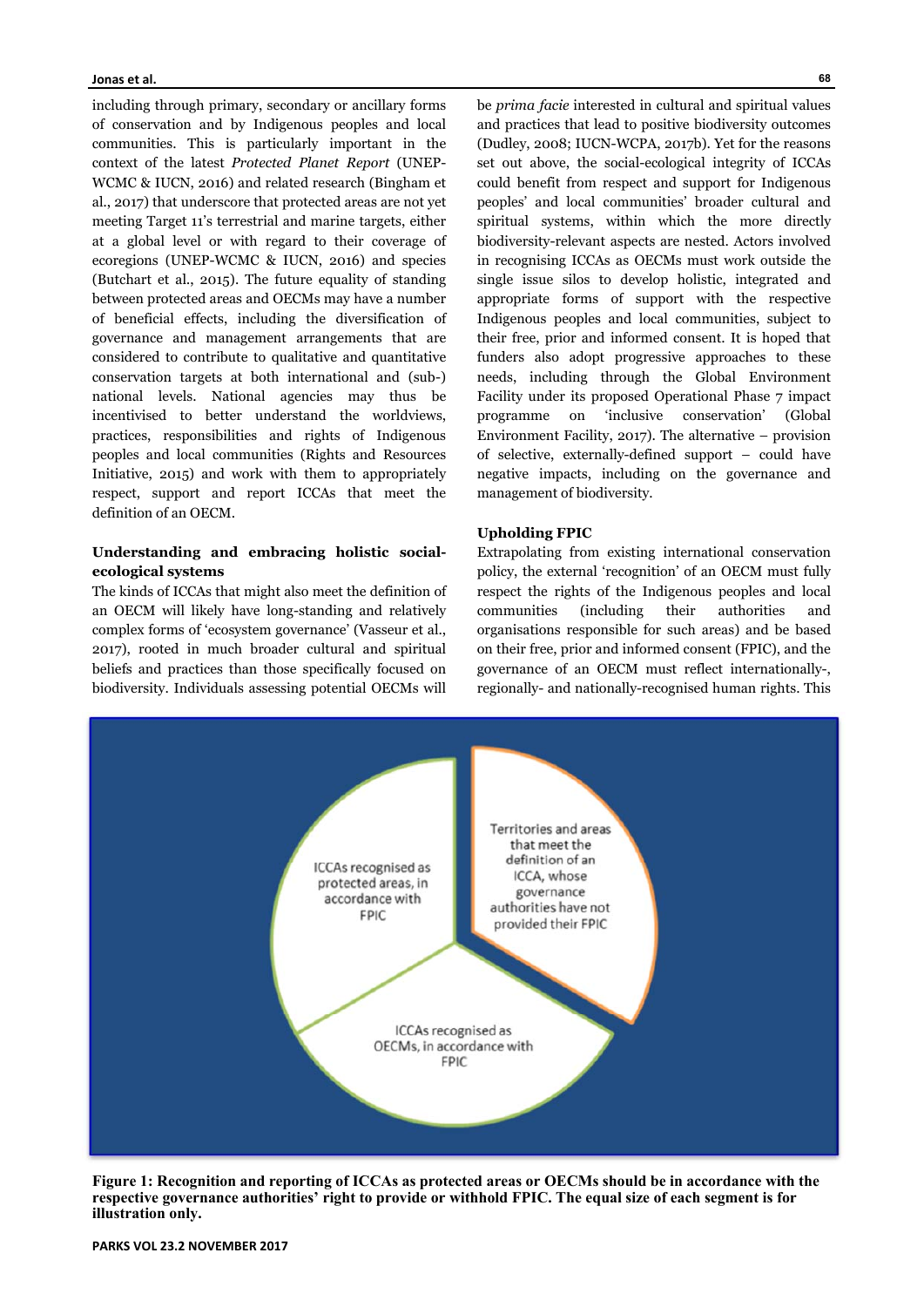including through primary, secondary or ancillary forms of conservation and by Indigenous peoples and local communities. This is particularly important in the context of the latest *Protected Planet Report* (UNEP-WCMC & IUCN, 2016) and related research (Bingham et al., 2017) that underscore that protected areas are not yet meeting Target 11's terrestrial and marine targets, either at a global level or with regard to their coverage of ecoregions (UNEP-WCMC & IUCN, 2016) and species (Butchart et al., 2015). The future equality of standing between protected areas and OECMs may have a number of beneficial effects, including the diversification of governance and management arrangements that are considered to contribute to qualitative and quantitative conservation targets at both international and (sub-) national levels. National agencies may thus be incentivised to better understand the worldviews, practices, responsibilities and rights of Indigenous peoples and local communities (Rights and Resources Initiative, 2015) and work with them to appropriately respect, support and report ICCAs that meet the definition of an OECM.

### Understanding and embracing holistic social-ecological systems

The kinds of ICCAs that might also meet the definition of an OECM will likely have long-standing and relatively complex forms of 'ecosystem governance' (Vasseur et al., 2017), rooted in much broader cultural and spiritual beliefs and practices than those specifically focused on biodiversity. Individuals assessing potential OECMs will be *prima facie* interested in cultural and spiritual values and practices that lead to positive biodiversity outcomes (Dudley, 2008; IUCN-WCPA, 2017b). Yet for the reasons set out above, the social-ecological integrity of ICCAs could benefit from respect and support for Indigenous peoples' and local communities' broader cultural and spiritual systems, within which the more directly biodiversity-relevant aspects are nested. Actors involved in recognising ICCAs as OECMs must work outside the single issue silos to develop holistic, integrated and appropriate forms of support with the respective Indigenous peoples and local communities, subject to their free, prior and informed consent. It is hoped that funders also adopt progressive approaches to these needs, including through the Global Environment Facility under its proposed Operational Phase 7 impact programme on 'inclusive conservation' (Global Environment Facility, 2017). The alternative – provision of selective, externally-defined support – could have negative impacts, including on the governance and management of biodiversity.

### Upholding FPIC

Extrapolating from existing international conservation policy, the external 'recognition' of an OECM must fully respect the rights of the Indigenous peoples and local communities (including their authorities and organisations responsible for such areas) and be based on their free, prior and informed consent (FPIC), and the governance of an OECM must reflect internationally-, regionally- and nationally-recognised human rights. This

**Figure 1: Recognition and reporting of ICCAs as protected areas or OECMs should be in accordance with the respective governance authorities' right to provide or withhold FPIC. The equal size of each segment is for illustration only.**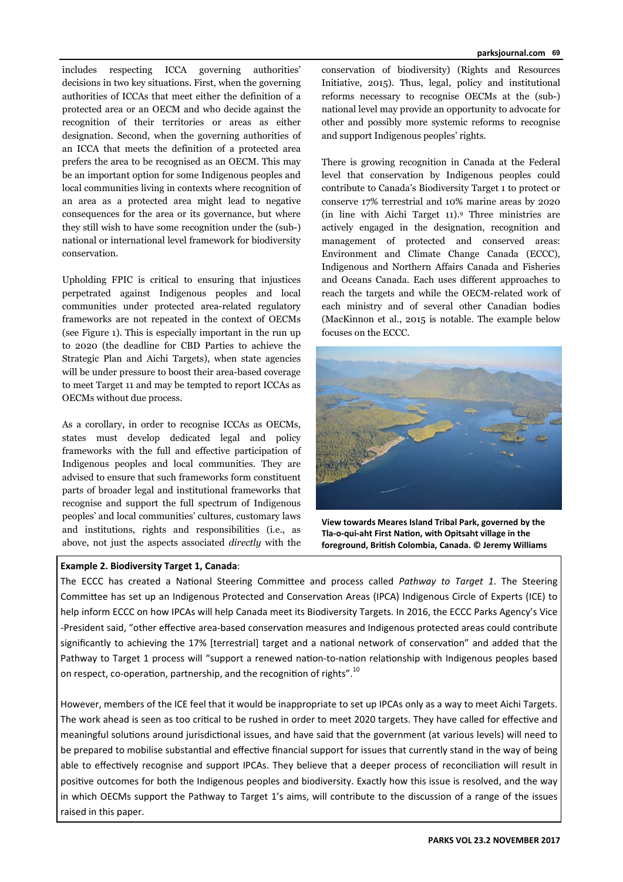includes respecting ICCA governing authorities' decisions in two key situations. First, when the governing authorities of ICCAs that meet either the definition of a protected area or an OECM and who decide against the recognition of their territories or areas as either designation. Second, when the governing authorities of an ICCA that meets the definition of a protected area prefers the area to be recognised as an OECM. This may be an important option for some Indigenous peoples and local communities living in contexts where recognition of an area as a protected area might lead to negative consequences for the area or its governance, but where they still wish to have some recognition under the (sub-) national or international level framework for biodiversity conservation.

Upholding FPIC is critical to ensuring that injustices perpetrated against Indigenous peoples and local communities under protected area-related regulatory frameworks are not repeated in the context of OECMs (see Figure 1). This is especially important in the run up to 2020 (the deadline for CBD Parties to achieve the Strategic Plan and Aichi Targets), when state agencies will be under pressure to boost their area-based coverage to meet Target 11 and may be tempted to report ICCAs as OECMs without due process.

As a corollary, in order to recognise ICCAs as OECMs, states must develop dedicated legal and policy frameworks with the full and effective participation of Indigenous peoples and local communities. They are advised to ensure that such frameworks form constituent parts of broader legal and institutional frameworks that recognise and support the full spectrum of Indigenous peoples' and local communities' cultures, customary laws and institutions, rights and responsibilities (i.e., as above, not just the aspects associated *directly* with the conservation of biodiversity) (Rights and Resources Initiative, 2015). Thus, legal, policy and institutional reforms necessary to recognise OECMs at the (sub-) national level may provide an opportunity to advocate for other and possibly more systemic reforms to recognise and support Indigenous peoples' rights.

There is growing recognition in Canada at the Federal level that conservation by Indigenous peoples could contribute to Canada's Biodiversity Target 1 to protect or conserve 17% terrestrial and 10% marine areas by 2020 (in line with Aichi Target 11).[9] Three ministries are actively engaged in the designation, recognition and management of protected and conserved areas: Environment and Climate Change Canada (ECCC), Indigenous and Northern Affairs Canada and Fisheries and Oceans Canada. Each uses different approaches to reach the targets and while the OECM-related work of each ministry and of several other Canadian bodies (MacKinnon et al., 2015 is notable. The example below focuses on the ECCC.

**View towards Meares Island Tribal Park, governed by the Tla-o-qui-aht First Nation, with Opitsaht village in the foreground, British Columbia, Canada. © Jeremy Williams**

**Example 2. Biodiversity Target 1, Canada**:

The ECCC has created a National Steering Committee and process called *Pathway to Target 1*. The Steering Committee has set up an Indigenous Protected and Conservation Areas (IPCA) Indigenous Circle of Experts (ICE) to help inform ECCC on how IPCAs will help Canada meet its Biodiversity Targets. In 2016, the ECCC Parks Agency's Vice-President said, "other effective area-based conservation measures and Indigenous protected areas could contribute significantly to achieving the 17% [terrestrial] target and a national network of conservation" and added that the Pathway to Target 1 process will "support a renewed nation-to-nation relationship with Indigenous peoples based on respect, co-operation, partnership, and the recognition of rights".[10]

However, members of the ICE feel that it would be inappropriate to set up IPCAs only as a way to meet Aichi Targets. The work ahead is seen as too critical to be rushed in order to meet 2020 targets. They have called for effective and meaningful solutions around jurisdictional issues, and have said that the government (at various levels) will need to be prepared to mobilise substantial and effective financial support for issues that currently stand in the way of being able to effectively recognise and support IPCAs. They believe that a deeper process of reconciliation will result in positive outcomes for both the Indigenous peoples and biodiversity. Exactly how this issue is resolved, and the way in which OECMs support the Pathway to Target 1's aims, will contribute to the discussion of a range of the issues raised in this paper.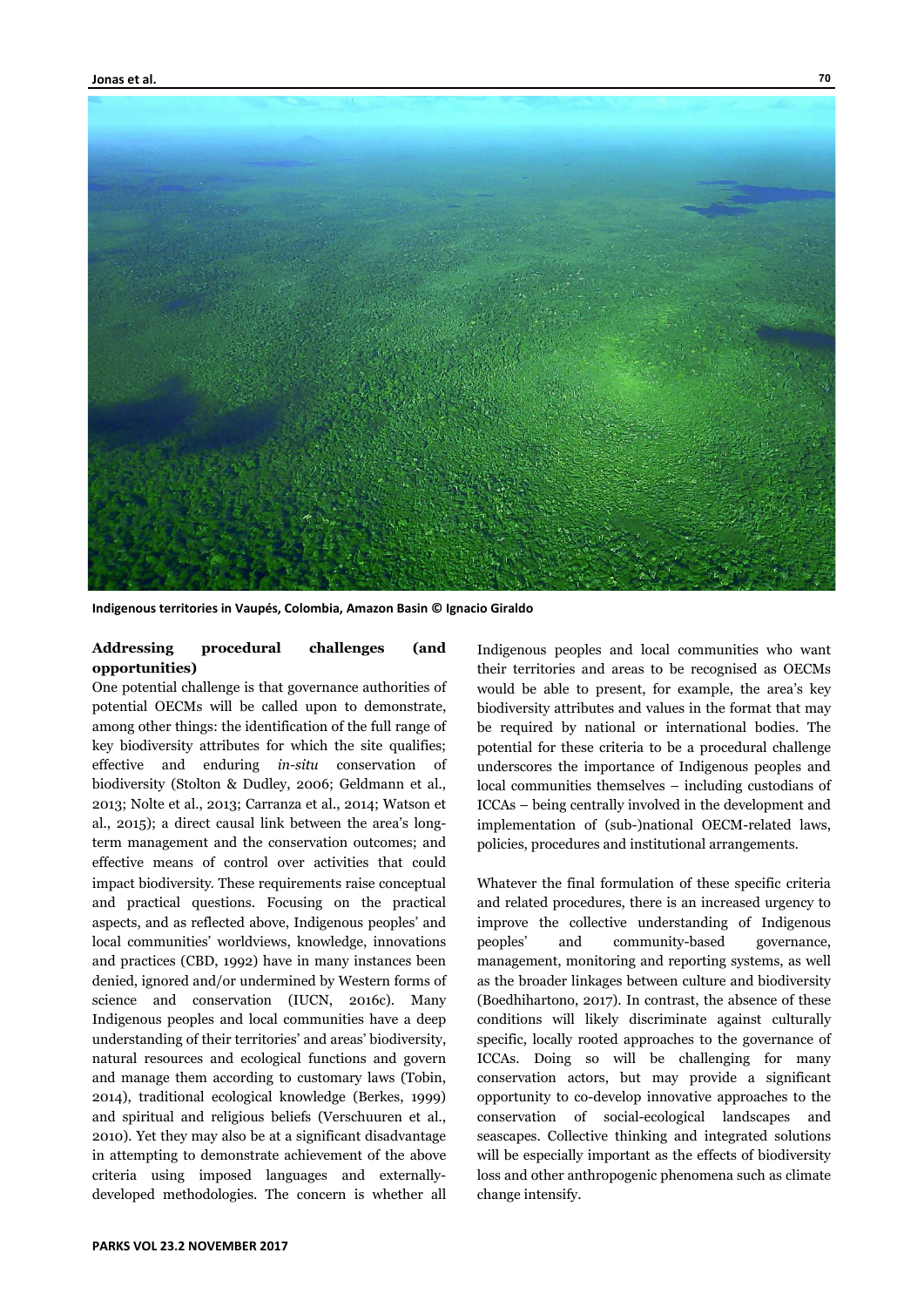Indigenous territories in Vaupés, Colombia, Amazon Basin © Ignacio Giraldo

### Addressing procedural challenges (and opportunities)

One potential challenge is that governance authorities of potential OECMs will be called upon to demonstrate, among other things: the identification of the full range of key biodiversity attributes for which the site qualifies; effective and enduring *in-situ* conservation of biodiversity (Stolton & Dudley, 2006; Geldmann et al., 2013; Nolte et al., 2013; Carranza et al., 2014; Watson et al., 2015); a direct causal link between the area's long-term management and the conservation outcomes; and effective means of control over activities that could impact biodiversity. These requirements raise conceptual and practical questions. Focusing on the practical aspects, and as reflected above, Indigenous peoples' and local communities' worldviews, knowledge, innovations and practices (CBD, 1992) have in many instances been denied, ignored and/or undermined by Western forms of science and conservation (IUCN, 2016c). Many Indigenous peoples and local communities have a deep understanding of their territories' and areas' biodiversity, natural resources and ecological functions and govern and manage them according to customary laws (Tobin, 2014), traditional ecological knowledge (Berkes, 1999) and spiritual and religious beliefs (Verschuuren et al., 2010). Yet they may also be at a significant disadvantage in attempting to demonstrate achievement of the above criteria using imposed languages and externally-developed methodologies. The concern is whether all Indigenous peoples and local communities who want their territories and areas to be recognised as OECMs would be able to present, for example, the area's key biodiversity attributes and values in the format that may be required by national or international bodies. The potential for these criteria to be a procedural challenge underscores the importance of Indigenous peoples and local communities themselves – including custodians of ICCAs – being centrally involved in the development and implementation of (sub-)national OECM-related laws, policies, procedures and institutional arrangements.

Whatever the final formulation of these specific criteria and related procedures, there is an increased urgency to improve the collective understanding of Indigenous peoples' and community-based governance, management, monitoring and reporting systems, as well as the broader linkages between culture and biodiversity (Boedhihartono, 2017). In contrast, the absence of these conditions will likely discriminate against culturally specific, locally rooted approaches to the governance of ICCAs. Doing so will be challenging for many conservation actors, but may provide a significant opportunity to co-develop innovative approaches to the conservation of social-ecological landscapes and seascapes. Collective thinking and integrated solutions will be especially important as the effects of biodiversity loss and other anthropogenic phenomena such as climate change intensify.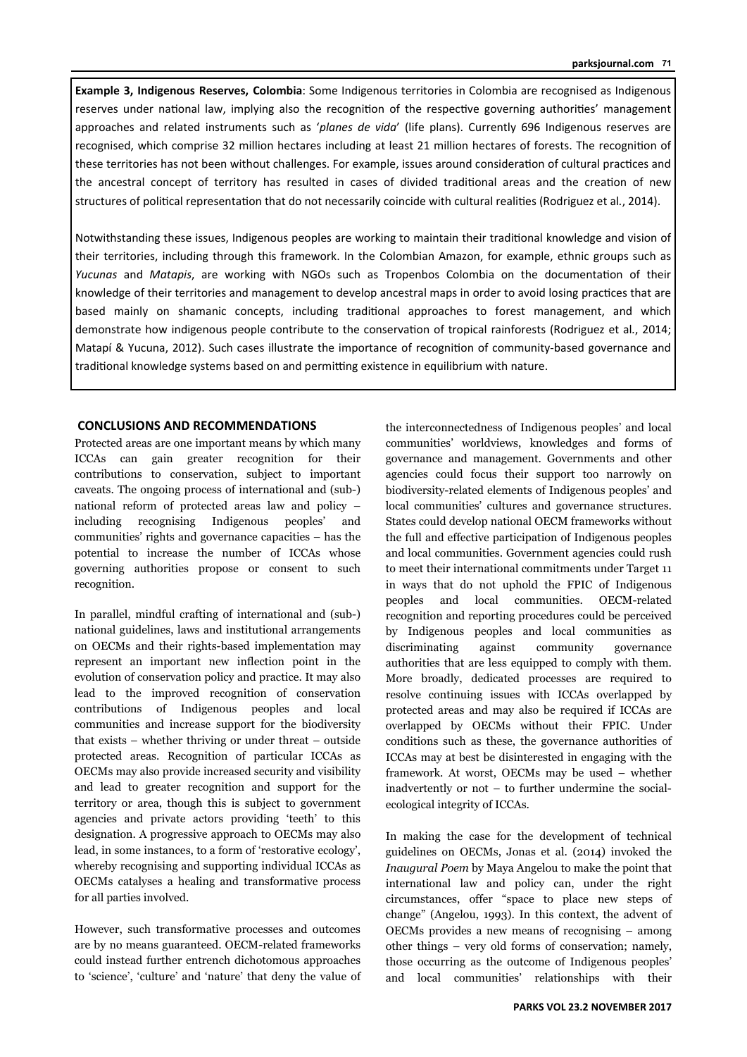**Example 3, Indigenous Reserves, Colombia**: Some Indigenous territories in Colombia are recognised as Indigenous reserves under national law, implying also the recognition of the respective governing authorities' management approaches and related instruments such as '*planes de vida*' (life plans). Currently 696 Indigenous reserves are recognised, which comprise 32 million hectares including at least 21 million hectares of forests. The recognition of these territories has not been without challenges. For example, issues around consideration of cultural practices and the ancestral concept of territory has resulted in cases of divided traditional areas and the creation of new structures of political representation that do not necessarily coincide with cultural realities (Rodriguez et al., 2014).

Notwithstanding these issues, Indigenous peoples are working to maintain their traditional knowledge and vision of their territories, including through this framework. In the Colombian Amazon, for example, ethnic groups such as *Yucunas* and *Matapis*, are working with NGOs such as Tropenbos Colombia on the documentation of their knowledge of their territories and management to develop ancestral maps in order to avoid losing practices that are based mainly on shamanic concepts, including traditional approaches to forest management, and which demonstrate how indigenous people contribute to the conservation of tropical rainforests (Rodriguez et al., 2014; Matapí & Yucuna, 2012). Such cases illustrate the importance of recognition of community-based governance and traditional knowledge systems based on and permitting existence in equilibrium with nature.

## CONCLUSIONS AND RECOMMENDATIONS

Protected areas are one important means by which many ICCAs can gain greater recognition for their contributions to conservation, subject to important caveats. The ongoing process of international and (sub-) national reform of protected areas law and policy – including recognising Indigenous peoples' and communities' rights and governance capacities – has the potential to increase the number of ICCAs whose governing authorities propose or consent to such recognition.

In parallel, mindful crafting of international and (sub-) national guidelines, laws and institutional arrangements on OECMs and their rights-based implementation may represent an important new inflection point in the evolution of conservation policy and practice. It may also lead to the improved recognition of conservation contributions of Indigenous peoples and local communities and increase support for the biodiversity that exists – whether thriving or under threat – outside protected areas. Recognition of particular ICCAs as OECMs may also provide increased security and visibility and lead to greater recognition and support for the territory or area, though this is subject to government agencies and private actors providing 'teeth' to this designation. A progressive approach to OECMs may also lead, in some instances, to a form of 'restorative ecology', whereby recognising and supporting individual ICCAs as OECMs catalyses a healing and transformative process for all parties involved.

However, such transformative processes and outcomes are by no means guaranteed. OECM-related frameworks could instead further entrench dichotomous approaches to 'science', 'culture' and 'nature' that deny the value of the interconnectedness of Indigenous peoples' and local communities' worldviews, knowledges and forms of governance and management. Governments and other agencies could focus their support too narrowly on biodiversity-related elements of Indigenous peoples' and local communities' cultures and governance structures. States could develop national OECM frameworks without the full and effective participation of Indigenous peoples and local communities. Government agencies could rush to meet their international commitments under Target 11 in ways that do not uphold the FPIC of Indigenous peoples and local communities. OECM-related recognition and reporting procedures could be perceived by Indigenous peoples and local communities as discriminating against community governance authorities that are less equipped to comply with them. More broadly, dedicated processes are required to resolve continuing issues with ICCAs overlapped by protected areas and may also be required if ICCAs are overlapped by OECMs without their FPIC. Under conditions such as these, the governance authorities of ICCAs may at best be disinterested in engaging with the framework. At worst, OECMs may be used – whether inadvertently or not – to further undermine the social-ecological integrity of ICCAs.

In making the case for the development of technical guidelines on OECMs, Jonas et al. (2014) invoked the *Inaugural Poem* by Maya Angelou to make the point that international law and policy can, under the right circumstances, offer "space to place new steps of change" (Angelou, 1993). In this context, the advent of OECMs provides a new means of recognising – among other things – very old forms of conservation; namely, those occurring as the outcome of Indigenous peoples' and local communities' relationships with their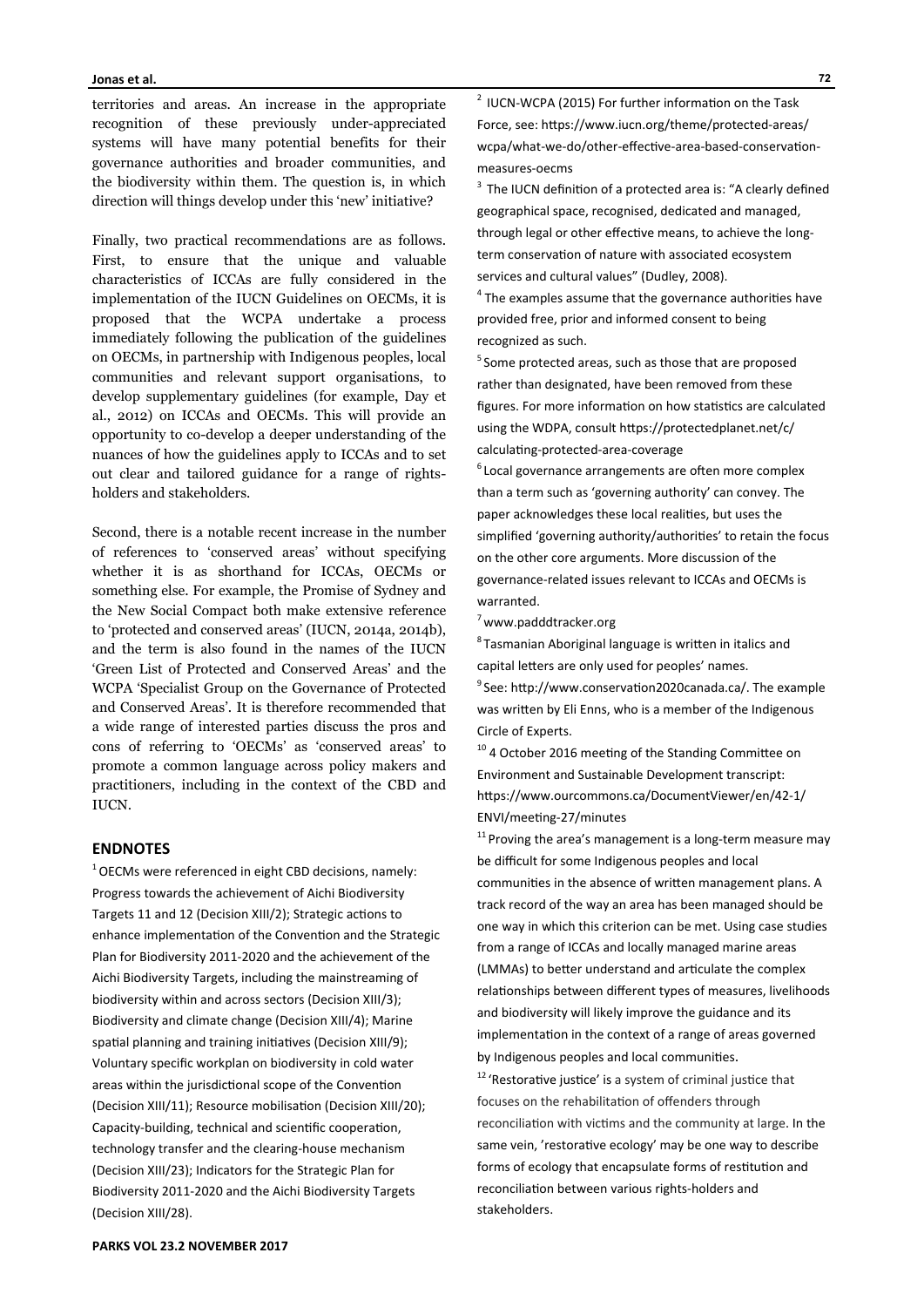territories and areas. An increase in the appropriate recognition of these previously under-appreciated systems will have many potential benefits for their governance authorities and broader communities, and the biodiversity within them. The question is, in which direction will things develop under this 'new' initiative?

Finally, two practical recommendations are as follows. First, to ensure that the unique and valuable characteristics of ICCAs are fully considered in the implementation of the IUCN Guidelines on OECMs, it is proposed that the WCPA undertake a process immediately following the publication of the guidelines on OECMs, in partnership with Indigenous peoples, local communities and relevant support organisations, to develop supplementary guidelines (for example, Day et al., 2012) on ICCAs and OECMs. This will provide an opportunity to co-develop a deeper understanding of the nuances of how the guidelines apply to ICCAs and to set out clear and tailored guidance for a range of rights-holders and stakeholders.

Second, there is a notable recent increase in the number of references to 'conserved areas' without specifying whether it is as shorthand for ICCAs, OECMs or something else. For example, the Promise of Sydney and the New Social Compact both make extensive reference to 'protected and conserved areas' (IUCN, 2014a, 2014b), and the term is also found in the names of the IUCN 'Green List of Protected and Conserved Areas' and the WCPA 'Specialist Group on the Governance of Protected and Conserved Areas'. It is therefore recommended that a wide range of interested parties discuss the pros and cons of referring to 'OECMs' as 'conserved areas' to promote a common language across policy makers and practitioners, including in the context of the CBD and IUCN.

## ENDNOTES

[1] OECMs were referenced in eight CBD decisions, namely: Progress towards the achievement of Aichi Biodiversity Targets 11 and 12 (Decision XIII/2); Strategic actions to enhance implementation of the Convention and the Strategic Plan for Biodiversity 2011-2020 and the achievement of the Aichi Biodiversity Targets, including the mainstreaming of biodiversity within and across sectors (Decision XIII/3); Biodiversity and climate change (Decision XIII/4); Marine spatial planning and training initiatives (Decision XIII/9); Voluntary specific workplan on biodiversity in cold water areas within the jurisdictional scope of the Convention (Decision XIII/11); Resource mobilisation (Decision XIII/20); Capacity-building, technical and scientific cooperation, technology transfer and the clearing-house mechanism (Decision XIII/23); Indicators for the Strategic Plan for Biodiversity 2011-2020 and the Aichi Biodiversity Targets (Decision XIII/28).

[2] IUCN-WCPA (2015) For further information on the Task Force, see: https://www.iucn.org/theme/protected-areas/wcpa/what-we-do/other-effective-area-based-conservation-measures-oecms

[3] The IUCN definition of a protected area is: "A clearly defined geographical space, recognised, dedicated and managed, through legal or other effective means, to achieve the long-term conservation of nature with associated ecosystem services and cultural values" (Dudley, 2008).

[4] The examples assume that the governance authorities have provided free, prior and informed consent to being recognized as such.

[5] Some protected areas, such as those that are proposed rather than designated, have been removed from these figures. For more information on how statistics are calculated using the WDPA, consult https://protectedplanet.net/c/calculating-protected-area-coverage

[6] Local governance arrangements are often more complex than a term such as 'governing authority' can convey. The paper acknowledges these local realities, but uses the simplified 'governing authority/authorities' to retain the focus on the other core arguments. More discussion of the governance-related issues relevant to ICCAs and OECMs is warranted.

[7] www.padddtracker.org

[8] Tasmanian Aboriginal language is written in italics and capital letters are only used for peoples' names.

[9] See: http://www.conservation2020canada.ca/. The example was written by Eli Enns, who is a member of the Indigenous Circle of Experts.

[10] 4 October 2016 meeting of the Standing Committee on Environment and Sustainable Development transcript: https://www.ourcommons.ca/DocumentViewer/en/42-1/ENVI/meeting-27/minutes

[11] Proving the area's management is a long-term measure may be difficult for some Indigenous peoples and local communities in the absence of written management plans. A track record of the way an area has been managed should be one way in which this criterion can be met. Using case studies from a range of ICCAs and locally managed marine areas (LMMAs) to better understand and articulate the complex relationships between different types of measures, livelihoods and biodiversity will likely improve the guidance and its implementation in the context of a range of areas governed by Indigenous peoples and local communities.

[12] 'Restorative justice' is a system of criminal justice that focuses on the rehabilitation of offenders through reconciliation with victims and the community at large. In the same vein, 'restorative ecology' may be one way to describe forms of ecology that encapsulate forms of restitution and reconciliation between various rights-holders and stakeholders.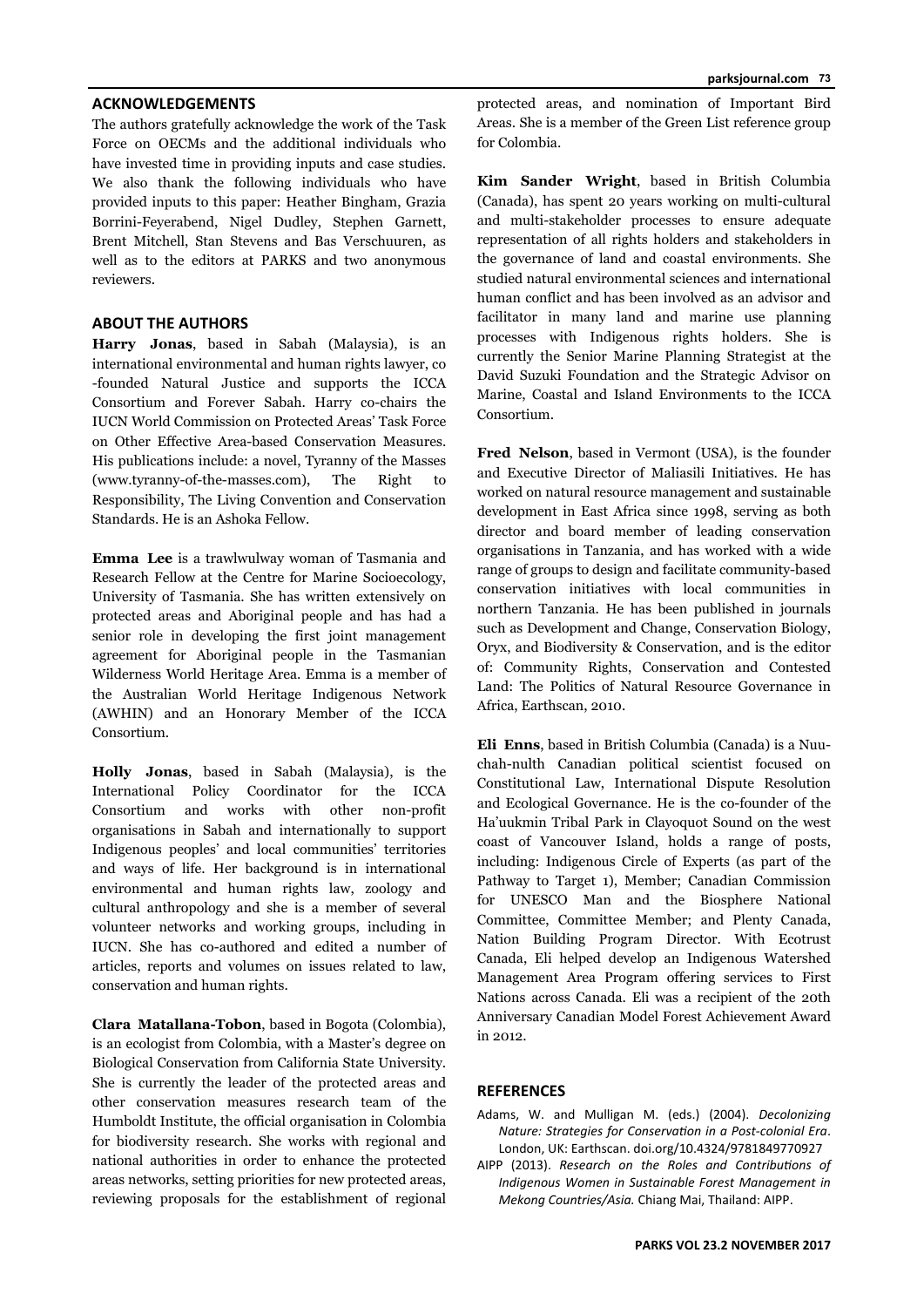## ACKNOWLEDGEMENTS

The authors gratefully acknowledge the work of the Task Force on OECMs and the additional individuals who have invested time in providing inputs and case studies. We also thank the following individuals who have provided inputs to this paper: Heather Bingham, Grazia Borrini-Feyerabend, Nigel Dudley, Stephen Garnett, Brent Mitchell, Stan Stevens and Bas Verschuuren, as well as to the editors at PARKS and two anonymous reviewers.

## ABOUT THE AUTHORS

**Harry Jonas**, based in Sabah (Malaysia), is an international environmental and human rights lawyer, co-founded Natural Justice and supports the ICCA Consortium and Forever Sabah. Harry co-chairs the IUCN World Commission on Protected Areas' Task Force on Other Effective Area-based Conservation Measures. His publications include: a novel, Tyranny of the Masses (www.tyranny-of-the-masses.com), The Right to Responsibility, The Living Convention and Conservation Standards. He is an Ashoka Fellow.

**Emma Lee** is a trawlwulway woman of Tasmania and Research Fellow at the Centre for Marine Socioecology, University of Tasmania. She has written extensively on protected areas and Aboriginal people and has had a senior role in developing the first joint management agreement for Aboriginal people in the Tasmanian Wilderness World Heritage Area. Emma is a member of the Australian World Heritage Indigenous Network (AWHIN) and an Honorary Member of the ICCA Consortium.

**Holly Jonas**, based in Sabah (Malaysia), is the International Policy Coordinator for the ICCA Consortium and works with other non-profit organisations in Sabah and internationally to support Indigenous peoples' and local communities' territories and ways of life. Her background is in international environmental and human rights law, zoology and cultural anthropology and she is a member of several volunteer networks and working groups, including in IUCN. She has co-authored and edited a number of articles, reports and volumes on issues related to law, conservation and human rights.

**Clara Matallana-Tobon**, based in Bogota (Colombia), is an ecologist from Colombia, with a Master's degree on Biological Conservation from California State University. She is currently the leader of the protected areas and other conservation measures research team of the Humboldt Institute, the official organisation in Colombia for biodiversity research. She works with regional and national authorities in order to enhance the protected areas networks, setting priorities for new protected areas, reviewing proposals for the establishment of regional protected areas, and nomination of Important Bird Areas. She is a member of the Green List reference group for Colombia.

**Kim Sander Wright**, based in British Columbia (Canada), has spent 20 years working on multi-cultural and multi-stakeholder processes to ensure adequate representation of all rights holders and stakeholders in the governance of land and coastal environments. She studied natural environmental sciences and international human conflict and has been involved as an advisor and facilitator in many land and marine use planning processes with Indigenous rights holders. She is currently the Senior Marine Planning Strategist at the David Suzuki Foundation and the Strategic Advisor on Marine, Coastal and Island Environments to the ICCA Consortium.

**Fred Nelson**, based in Vermont (USA), is the founder and Executive Director of Maliasili Initiatives. He has worked on natural resource management and sustainable development in East Africa since 1998, serving as both director and board member of leading conservation organisations in Tanzania, and has worked with a wide range of groups to design and facilitate community-based conservation initiatives with local communities in northern Tanzania. He has been published in journals such as Development and Change, Conservation Biology, Oryx, and Biodiversity & Conservation, and is the editor of: Community Rights, Conservation and Contested Land: The Politics of Natural Resource Governance in Africa, Earthscan, 2010.

**Eli Enns**, based in British Columbia (Canada) is a Nuu-chah-nulth Canadian political scientist focused on Constitutional Law, International Dispute Resolution and Ecological Governance. He is the co-founder of the Ha'uukmin Tribal Park in Clayoquot Sound on the west coast of Vancouver Island, holds a range of posts, including: Indigenous Circle of Experts (as part of the Pathway to Target 1), Member; Canadian Commission for UNESCO Man and the Biosphere National Committee, Committee Member; and Plenty Canada, Nation Building Program Director. With Ecotrust Canada, Eli helped develop an Indigenous Watershed Management Area Program offering services to First Nations across Canada. Eli was a recipient of the 20th Anniversary Canadian Model Forest Achievement Award in 2012.

## REFERENCES

Adams, W. and Mulligan M. (eds.) (2004). *Decolonizing Nature: Strategies for Conservation in a Post-colonial Era*. London, UK: Earthscan. doi.org/10.4324/9781849770927

AIPP (2013). *Research on the Roles and Contributions of Indigenous Women in Sustainable Forest Management in Mekong Countries/Asia.* Chiang Mai, Thailand: AIPP.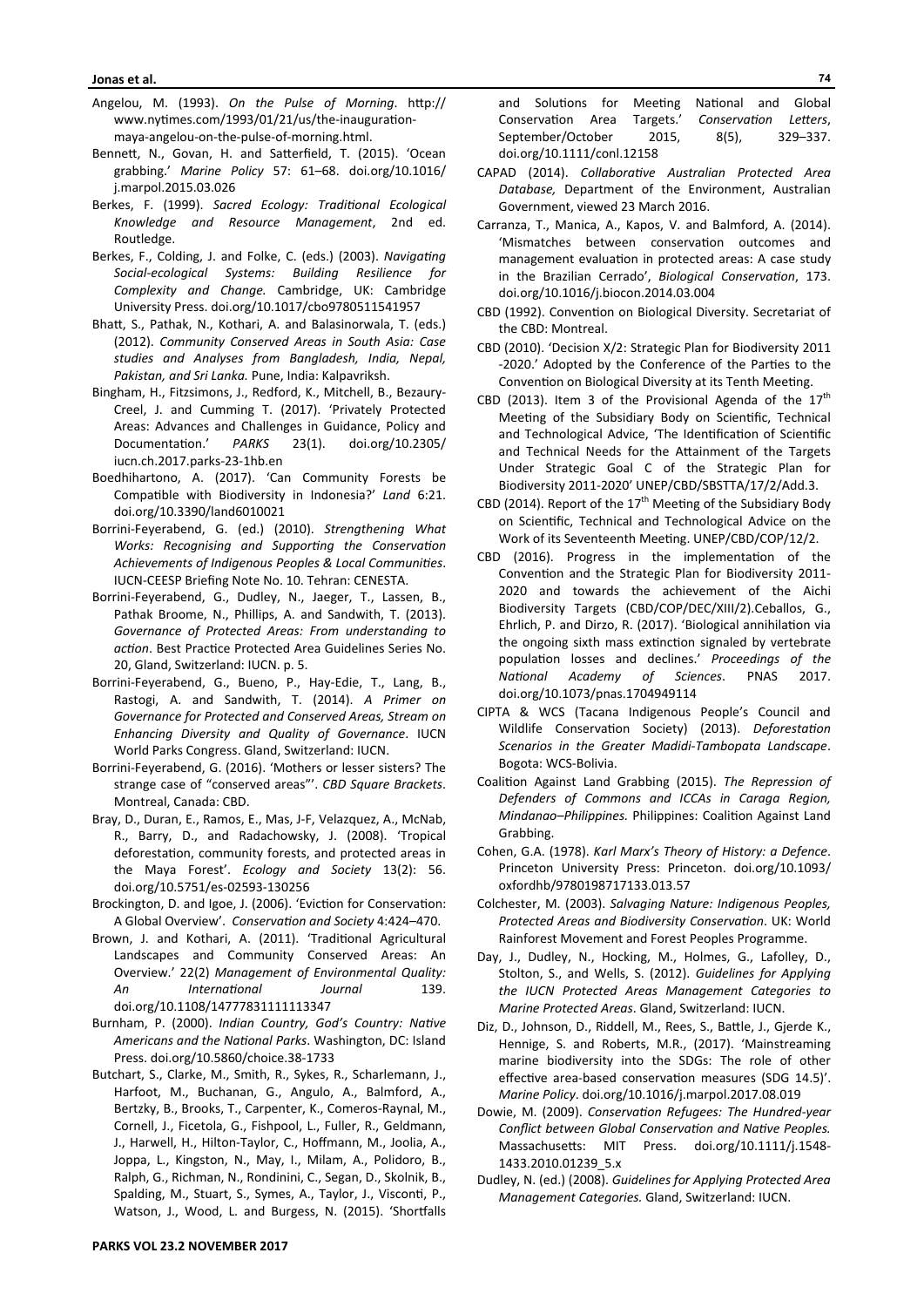Angelou, M. (1993). *On the Pulse of Morning*. http://www.nytimes.com/1993/01/21/us/the-inauguration-maya-angelou-on-the-pulse-of-morning.html.

Bennett, N., Govan, H. and Satterfield, T. (2015). 'Ocean grabbing.' *Marine Policy* 57: 61–68. doi.org/10.1016/j.marpol.2015.03.026

Berkes, F. (1999). *Sacred Ecology: Traditional Ecological Knowledge and Resource Management*, 2nd ed. Routledge.

Berkes, F., Colding, J. and Folke, C. (eds.) (2003). *Navigating Social-ecological Systems: Building Resilience for Complexity and Change.* Cambridge, UK: Cambridge University Press. doi.org/10.1017/cbo9780511541957

Bhatt, S., Pathak, N., Kothari, A. and Balasinorwala, T. (eds.) (2012). *Community Conserved Areas in South Asia: Case studies and Analyses from Bangladesh, India, Nepal, Pakistan, and Sri Lanka.* Pune, India: Kalpavriksh.

Bingham, H., Fitzsimons, J., Redford, K., Mitchell, B., Bezaury-Creel, J. and Cumming T. (2017). 'Privately Protected Areas: Advances and Challenges in Guidance, Policy and Documentation.' *PARKS* 23(1). doi.org/10.2305/iucn.ch.2017.parks-23-1hb.en

Boedhihartono, A. (2017). 'Can Community Forests be Compatible with Biodiversity in Indonesia?' *Land* 6:21. doi.org/10.3390/land6010021

Borrini-Feyerabend, G. (ed.) (2010). *Strengthening What Works: Recognising and Supporting the Conservation Achievements of Indigenous Peoples & Local Communities*. IUCN-CEESP Briefing Note No. 10. Tehran: CENESTA.

Borrini-Feyerabend, G., Dudley, N., Jaeger, T., Lassen, B., Pathak Broome, N., Phillips, A. and Sandwith, T. (2013). *Governance of Protected Areas: From understanding to action*. Best Practice Protected Area Guidelines Series No. 20, Gland, Switzerland: IUCN. p. 5.

Borrini-Feyerabend, G., Bueno, P., Hay-Edie, T., Lang, B., Rastogi, A. and Sandwith, T. (2014). *A Primer on Governance for Protected and Conserved Areas, Stream on Enhancing Diversity and Quality of Governance*. IUCN World Parks Congress. Gland, Switzerland: IUCN.

Borrini-Feyerabend, G. (2016). 'Mothers or lesser sisters? The strange case of "conserved areas"'. *CBD Square Brackets*. Montreal, Canada: CBD.

Bray, D., Duran, E., Ramos, E., Mas, J-F, Velazquez, A., McNab, R., Barry, D., and Radachowsky, J. (2008). 'Tropical deforestation, community forests, and protected areas in the Maya Forest'. *Ecology and Society* 13(2): 56. doi.org/10.5751/es-02593-130256

Brockington, D. and Igoe, J. (2006). 'Eviction for Conservation: A Global Overview'. *Conservation and Society* 4:424–470.

Brown, J. and Kothari, A. (2011). 'Traditional Agricultural Landscapes and Community Conserved Areas: An Overview.' 22(2) *Management of Environmental Quality: An International Journal* 139. doi.org/10.1108/14777831111113347

Burnham, P. (2000). *Indian Country, God's Country: Native Americans and the National Parks*. Washington, DC: Island Press. doi.org/10.5860/choice.38-1733

Butchart, S., Clarke, M., Smith, R., Sykes, R., Scharlemann, J., Harfoot, M., Buchanan, G., Angulo, A., Balmford, A., Bertzky, B., Brooks, T., Carpenter, K., Comeros-Raynal, M., Cornell, J., Ficetola, G., Fishpool, L., Fuller, R., Geldmann, J., Harwell, H., Hilton-Taylor, C., Hoffmann, M., Joolia, A., Joppa, L., Kingston, N., May, I., Milam, A., Polidoro, B., Ralph, G., Richman, N., Rondinini, C., Segan, D., Skolnik, B., Spalding, M., Stuart, S., Symes, A., Taylor, J., Visconti, P., Watson, J., Wood, L. and Burgess, N. (2015). 'Shortfalls and Solutions for Meeting National and Global Conservation Area Targets.' *Conservation Letters*, September/October 2015, 8(5), 329–337. doi.org/10.1111/conl.12158

CAPAD (2014). *Collaborative Australian Protected Area Database,* Department of the Environment, Australian Government, viewed 23 March 2016.

Carranza, T., Manica, A., Kapos, V. and Balmford, A. (2014). 'Mismatches between conservation outcomes and management evaluation in protected areas: A case study in the Brazilian Cerrado', *Biological Conservation*, 173. doi.org/10.1016/j.biocon.2014.03.004

CBD (1992). Convention on Biological Diversity. Secretariat of the CBD: Montreal.

CBD (2010). 'Decision X/2: Strategic Plan for Biodiversity 2011 -2020.' Adopted by the Conference of the Parties to the Convention on Biological Diversity at its Tenth Meeting.

CBD (2013). Item 3 of the Provisional Agenda of the 17th Meeting of the Subsidiary Body on Scientific, Technical and Technological Advice, 'The Identification of Scientific and Technical Needs for the Attainment of the Targets Under Strategic Goal C of the Strategic Plan for Biodiversity 2011-2020' UNEP/CBD/SBSTTA/17/2/Add.3.

CBD (2014). Report of the 17th Meeting of the Subsidiary Body on Scientific, Technical and Technological Advice on the Work of its Seventeenth Meeting. UNEP/CBD/COP/12/2.

CBD (2016). Progress in the implementation of the Convention and the Strategic Plan for Biodiversity 2011-2020 and towards the achievement of the Aichi Biodiversity Targets (CBD/COP/DEC/XIII/2).Ceballos, G., Ehrlich, P. and Dirzo, R. (2017). 'Biological annihilation via the ongoing sixth mass extinction signaled by vertebrate population losses and declines.' *Proceedings of the National Academy of Sciences*. PNAS 2017. doi.org/10.1073/pnas.1704949114

CIPTA & WCS (Tacana Indigenous People's Council and Wildlife Conservation Society) (2013). *Deforestation Scenarios in the Greater Madidi-Tambopata Landscape*. Bogota: WCS-Bolivia.

Coalition Against Land Grabbing (2015). *The Repression of Defenders of Commons and ICCAs in Caraga Region, Mindanao–Philippines.* Philippines: Coalition Against Land Grabbing.

Cohen, G.A. (1978). *Karl Marx's Theory of History: a Defence*. Princeton University Press: Princeton. doi.org/10.1093/oxfordhb/9780198717133.013.57

Colchester, M. (2003). *Salvaging Nature: Indigenous Peoples, Protected Areas and Biodiversity Conservation*. UK: World Rainforest Movement and Forest Peoples Programme.

Day, J., Dudley, N., Hocking, M., Holmes, G., Lafolley, D., Stolton, S., and Wells, S. (2012). *Guidelines for Applying the IUCN Protected Areas Management Categories to Marine Protected Areas*. Gland, Switzerland: IUCN.

Diz, D., Johnson, D., Riddell, M., Rees, S., Battle, J., Gjerde K., Hennige, S. and Roberts, M.R., (2017). 'Mainstreaming marine biodiversity into the SDGs: The role of other effective area-based conservation measures (SDG 14.5)'. *Marine Policy*. doi.org/10.1016/j.marpol.2017.08.019

Dowie, M. (2009). *Conservation Refugees: The Hundred-year Conflict between Global Conservation and Native Peoples.* Massachusetts: MIT Press. doi.org/10.1111/j.1548-1433.2010.01239_5.x

Dudley, N. (ed.) (2008). *Guidelines for Applying Protected Area Management Categories.* Gland, Switzerland: IUCN.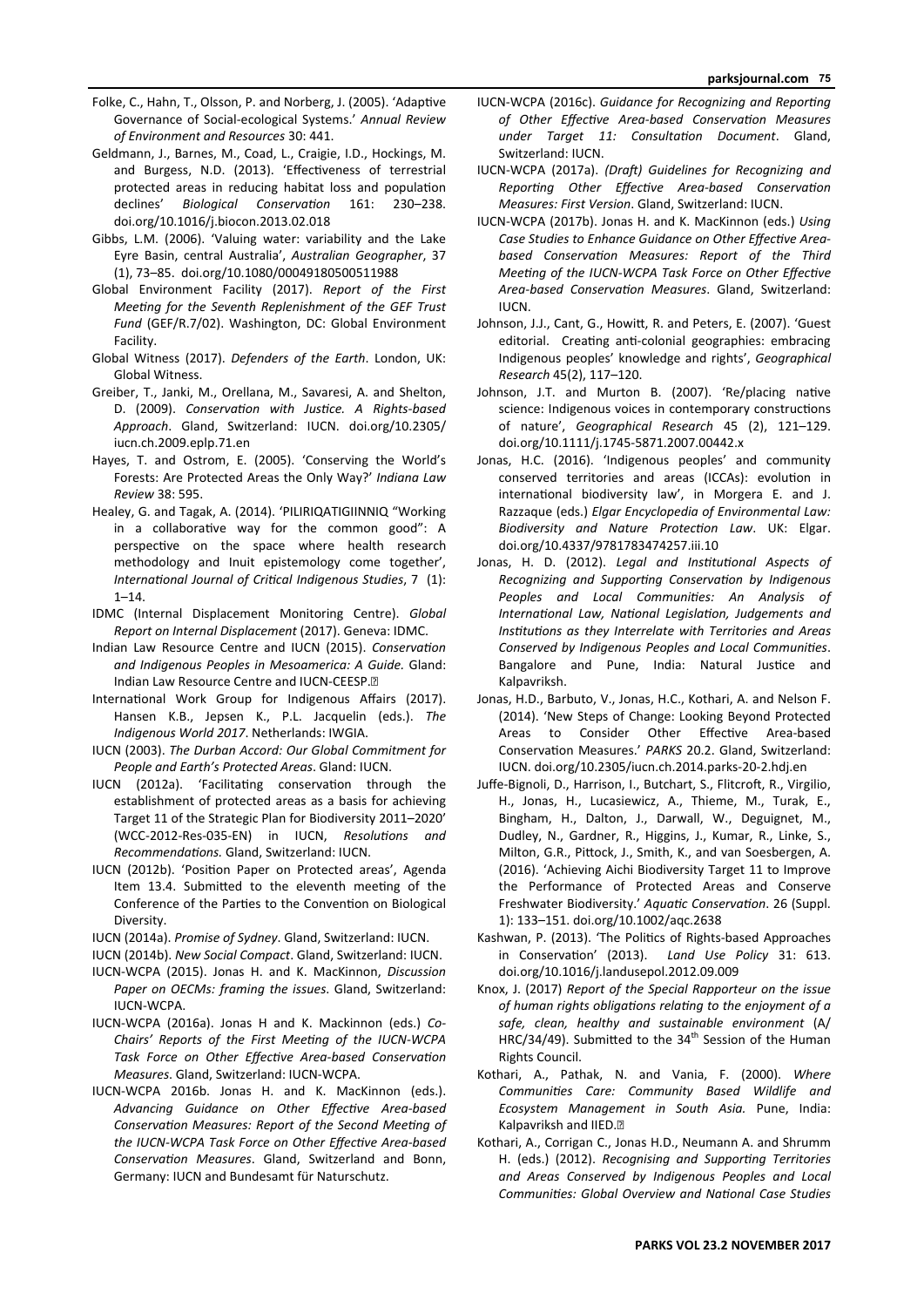Folke, C., Hahn, T., Olsson, P. and Norberg, J. (2005). 'Adaptive Governance of Social-ecological Systems.' *Annual Review of Environment and Resources* 30: 441.

Geldmann, J., Barnes, M., Coad, L., Craigie, I.D., Hockings, M. and Burgess, N.D. (2013). 'Effectiveness of terrestrial protected areas in reducing habitat loss and population declines' *Biological Conservation* 161: 230–238. doi.org/10.1016/j.biocon.2013.02.018

Gibbs, L.M. (2006). 'Valuing water: variability and the Lake Eyre Basin, central Australia', *Australian Geographer*, 37 (1), 73–85. doi.org/10.1080/00049180500511988

Global Environment Facility (2017). *Report of the First Meeting for the Seventh Replenishment of the GEF Trust Fund* (GEF/R.7/02). Washington, DC: Global Environment Facility.

Global Witness (2017). *Defenders of the Earth*. London, UK: Global Witness.

Greiber, T., Janki, M., Orellana, M., Savaresi, A. and Shelton, D. (2009). *Conservation with Justice. A Rights-based Approach*. Gland, Switzerland: IUCN. doi.org/10.2305/iucn.ch.2009.eplp.71.en

Hayes, T. and Ostrom, E. (2005). 'Conserving the World's Forests: Are Protected Areas the Only Way?' *Indiana Law Review* 38: 595.

Healey, G. and Tagak, A. (2014). 'PILIRIQATIGIINNIQ "Working in a collaborative way for the common good": A perspective on the space where health research methodology and Inuit epistemology come together', *International Journal of Critical Indigenous Studies*, 7 (1): 1–14.

IDMC (Internal Displacement Monitoring Centre). *Global Report on Internal Displacement* (2017). Geneva: IDMC.

Indian Law Resource Centre and IUCN (2015). *Conservation and Indigenous Peoples in Mesoamerica: A Guide.* Gland: Indian Law Resource Centre and IUCN-CEESP.

International Work Group for Indigenous Affairs (2017). Hansen K.B., Jepsen K., P.L. Jacquelin (eds.). *The Indigenous World 2017*. Netherlands: IWGIA.

IUCN (2003). *The Durban Accord: Our Global Commitment for People and Earth's Protected Areas*. Gland: IUCN.

IUCN (2012a). 'Facilitating conservation through the establishment of protected areas as a basis for achieving Target 11 of the Strategic Plan for Biodiversity 2011–2020' (WCC-2012-Res-035-EN) in IUCN, *Resolutions and Recommendations.* Gland, Switzerland: IUCN.

IUCN (2012b). 'Position Paper on Protected areas', Agenda Item 13.4. Submitted to the eleventh meeting of the Conference of the Parties to the Convention on Biological Diversity.

IUCN (2014a). *Promise of Sydney*. Gland, Switzerland: IUCN.

IUCN (2014b). *New Social Compact*. Gland, Switzerland: IUCN.

IUCN-WCPA (2015). Jonas H. and K. MacKinnon, *Discussion Paper on OECMs: framing the issues*. Gland, Switzerland: IUCN-WCPA.

IUCN-WCPA (2016a). Jonas H and K. Mackinnon (eds.) *Co-Chairs' Reports of the First Meeting of the IUCN-WCPA Task Force on Other Effective Area-based Conservation Measures*. Gland, Switzerland: IUCN-WCPA.

IUCN-WCPA 2016b. Jonas H. and K. MacKinnon (eds.). *Advancing Guidance on Other Effective Area-based Conservation Measures: Report of the Second Meeting of the IUCN-WCPA Task Force on Other Effective Area-based Conservation Measures*. Gland, Switzerland and Bonn, Germany: IUCN and Bundesamt für Naturschutz.

IUCN-WCPA (2016c). *Guidance for Recognizing and Reporting of Other Effective Area-based Conservation Measures under Target 11: Consultation Document*. Gland, Switzerland: IUCN.

IUCN-WCPA (2017a). *(Draft) Guidelines for Recognizing and Reporting Other Effective Area-based Conservation Measures: First Version*. Gland, Switzerland: IUCN.

IUCN-WCPA (2017b). Jonas H. and K. MacKinnon (eds.) *Using Case Studies to Enhance Guidance on Other Effective Area-based Conservation Measures: Report of the Third Meeting of the IUCN-WCPA Task Force on Other Effective Area-based Conservation Measures*. Gland, Switzerland: IUCN.

Johnson, J.J., Cant, G., Howitt, R. and Peters, E. (2007). 'Guest editorial. Creating anti-colonial geographies: embracing Indigenous peoples' knowledge and rights', *Geographical Research* 45(2), 117–120.

Johnson, J.T. and Murton B. (2007). 'Re/placing native science: Indigenous voices in contemporary constructions of nature', *Geographical Research* 45 (2), 121–129. doi.org/10.1111/j.1745-5871.2007.00442.x

Jonas, H.C. (2016). 'Indigenous peoples' and community conserved territories and areas (ICCAs): evolution in international biodiversity law', in Morgera E. and J. Razzaque (eds.) *Elgar Encyclopedia of Environmental Law: Biodiversity and Nature Protection Law*. UK: Elgar. doi.org/10.4337/9781783474257.iii.10

Jonas, H. D. (2012). *Legal and Institutional Aspects of Recognizing and Supporting Conservation by Indigenous Peoples and Local Communities: An Analysis of International Law, National Legislation, Judgements and Institutions as they Interrelate with Territories and Areas Conserved by Indigenous Peoples and Local Communities*. Bangalore and Pune, India: Natural Justice and Kalpavriksh.

Jonas, H.D., Barbuto, V., Jonas, H.C., Kothari, A. and Nelson F. (2014). 'New Steps of Change: Looking Beyond Protected Areas to Consider Other Effective Area-based Conservation Measures.' *PARKS* 20.2. Gland, Switzerland: IUCN. doi.org/10.2305/iucn.ch.2014.parks-20-2.hdj.en

Juffe-Bignoli, D., Harrison, I., Butchart, S., Flitcroft, R., Virgilio, H., Jonas, H., Lucasiewicz, A., Thieme, M., Turak, E., Bingham, H., Dalton, J., Darwall, W., Deguignet, M., Dudley, N., Gardner, R., Higgins, J., Kumar, R., Linke, S., Milton, G.R., Pittock, J., Smith, K., and van Soesbergen, A. (2016). 'Achieving Aichi Biodiversity Target 11 to Improve the Performance of Protected Areas and Conserve Freshwater Biodiversity.' *Aquatic Conservation*. 26 (Suppl. 1): 133–151. doi.org/10.1002/aqc.2638

Kashwan, P. (2013). 'The Politics of Rights-based Approaches in Conservation' (2013). *Land Use Policy* 31: 613. doi.org/10.1016/j.landusepol.2012.09.009

Knox, J. (2017) *Report of the Special Rapporteur on the issue of human rights obligations relating to the enjoyment of a safe, clean, healthy and sustainable environment* (A/HRC/34/49). Submitted to the 34th Session of the Human Rights Council.

Kothari, A., Pathak, N. and Vania, F. (2000). *Where Communities Care: Community Based Wildlife and Ecosystem Management in South Asia.* Pune, India: Kalpavriksh and IIED.

Kothari, A., Corrigan C., Jonas H.D., Neumann A. and Shrumm H. (eds.) (2012). *Recognising and Supporting Territories and Areas Conserved by Indigenous Peoples and Local Communities: Global Overview and National Case Studies*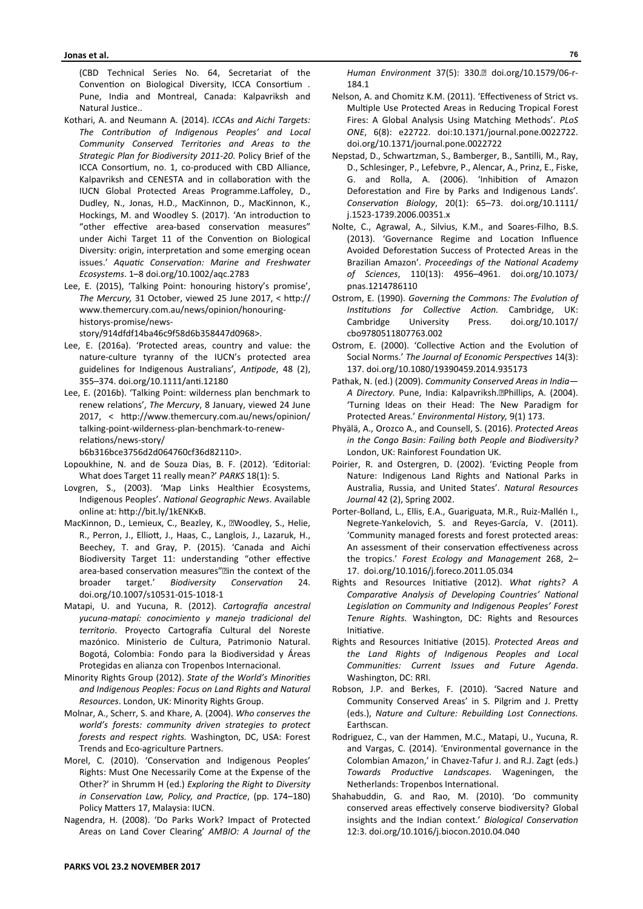(CBD Technical Series No. 64, Secretariat of the Convention on Biological Diversity, ICCA Consortium . Pune, India and Montreal, Canada: Kalpavriksh and Natural Justice..

Kothari, A. and Neumann A. (2014). *ICCAs and Aichi Targets: The Contribution of Indigenous Peoples' and Local Community Conserved Territories and Areas to the Strategic Plan for Biodiversity 2011-20*. Policy Brief of the ICCA Consortium, no. 1, co-produced with CBD Alliance, Kalpavriksh and CENESTA and in collaboration with the IUCN Global Protected Areas Programme.Laffoley, D., Dudley, N., Jonas, H.D., MacKinnon, D., MacKinnon, K., Hockings, M. and Woodley S. (2017). 'An introduction to "other effective area-based conservation measures" under Aichi Target 11 of the Convention on Biological Diversity: origin, interpretation and some emerging ocean issues.' *Aquatic Conservation: Marine and Freshwater Ecosystems*. 1–8 doi.org/10.1002/aqc.2783

Lee, E. (2015), 'Talking Point: honouring history's promise', *The Mercury,* 31 October, viewed 25 June 2017, < http://www.themercury.com.au/news/opinion/honouring-historys-promise/news-story/914dfdf14ba46c9f58d6b358447d0968>.

Lee, E. (2016a). 'Protected areas, country and value: the nature-culture tyranny of the IUCN's protected area guidelines for Indigenous Australians', *Antipode*, 48 (2), 355–374. doi.org/10.1111/anti.12180

Lee, E. (2016b). 'Talking Point: wilderness plan benchmark to renew relations', *The Mercury*, 8 January, viewed 24 June 2017, < http://www.themercury.com.au/news/opinion/talking-point-wilderness-plan-benchmark-to-renew-relations/news-story/b6b316bce3756d2d064760cf36d82110>.

Lopoukhine, N. and de Souza Dias, B. F. (2012). 'Editorial: What does Target 11 really mean?' *PARKS* 18(1): 5.

Lovgren, S., (2003). 'Map Links Healthier Ecosystems, Indigenous Peoples'. *National Geographic News*. Available online at: http://bit.ly/1kENKxB.

MacKinnon, D., Lemieux, C., Beazley, K., Woodley, S., Helie, R., Perron, J., Elliott, J., Haas, C., Langlois, J., Lazaruk, H., Beechey, T. and Gray, P. (2015). 'Canada and Aichi Biodiversity Target 11: understanding "other effective area-based conservation measures" in the context of the broader target.' *Biodiversity Conservation* 24. doi.org/10.1007/s10531-015-1018-1

Matapi, U. and Yucuna, R. (2012). *Cartografía ancestral yucuna-matapí: conocimiento y manejo tradicional del territorio*. Proyecto Cartografía Cultural del Noreste mazónico. Ministerio de Cultura, Patrimonio Natural. Bogotá, Colombia: Fondo para la Biodiversidad y Áreas Protegidas en alianza con Tropenbos Internacional.

Minority Rights Group (2012). *State of the World's Minorities and Indigenous Peoples: Focus on Land Rights and Natural Resources*. London, UK: Minority Rights Group.

Molnar, A., Scherr, S. and Khare, A. (2004). *Who conserves the world's forests: community driven strategies to protect forests and respect rights.* Washington, DC, USA: Forest Trends and Eco-agriculture Partners.

Morel, C. (2010). 'Conservation and Indigenous Peoples' Rights: Must One Necessarily Come at the Expense of the Other?' in Shrumm H (ed.) *Exploring the Right to Diversity in Conservation Law, Policy, and Practice*, (pp. 174–180) Policy Matters 17, Malaysia: IUCN.

Nagendra, H. (2008). 'Do Parks Work? Impact of Protected Areas on Land Cover Clearing' *AMBIO: A Journal of the Human Environment* 37(5): 330. doi.org/10.1579/06-r-184.1

Nelson, A. and Chomitz K.M. (2011). 'Effectiveness of Strict vs. Multiple Use Protected Areas in Reducing Tropical Forest Fires: A Global Analysis Using Matching Methods'. *PLoS ONE*, 6(8): e22722. doi:10.1371/journal.pone.0022722. doi.org/10.1371/journal.pone.0022722

Nepstad, D., Schwartzman, S., Bamberger, B., Santilli, M., Ray, D., Schlesinger, P., Lefebvre, P., Alencar, A., Prinz, E., Fiske, G. and Rolla, A. (2006). 'Inhibition of Amazon Deforestation and Fire by Parks and Indigenous Lands'. *Conservation Biology*, 20(1): 65–73. doi.org/10.1111/j.1523-1739.2006.00351.x

Nolte, C., Agrawal, A., Silvius, K.M., and Soares-Filho, B.S. (2013). 'Governance Regime and Location Influence Avoided Deforestation Success of Protected Areas in the Brazilian Amazon'. *Proceedings of the National Academy of Sciences*, 110(13): 4956–4961. doi.org/10.1073/pnas.1214786110

Ostrom, E. (1990). *Governing the Commons: The Evolution of Institutions for Collective Action.* Cambridge, UK: Cambridge University Press. doi.org/10.1017/cbo9780511807763.002

Ostrom, E. (2000). 'Collective Action and the Evolution of Social Norms.' *The Journal of Economic Perspectives* 14(3): 137. doi.org/10.1080/19390459.2014.935173

Pathak, N. (ed.) (2009). *Community Conserved Areas in India—A Directory.* Pune, India: Kalpavriksh. Phillips, A. (2004). 'Turning Ideas on their Head: The New Paradigm for Protected Areas.' *Environmental History,* 9(1) 173.

Phyälä, A., Orozco A., and Counsell, S. (2016). *Protected Areas in the Congo Basin: Failing both People and Biodiversity?* London, UK: Rainforest Foundation UK.

Poirier, R. and Ostergren, D. (2002). 'Evicting People from Nature: Indigenous Land Rights and National Parks in Australia, Russia, and United States'. *Natural Resources Journal* 42 (2), Spring 2002.

Porter-Bolland, L., Ellis, E.A., Guariguata, M.R., Ruiz-Mallén I., Negrete-Yankelovich, S. and Reyes-García, V. (2011). 'Community managed forests and forest protected areas: An assessment of their conservation effectiveness across the tropics.' *Forest Ecology and Management* 268, 2–17. doi.org/10.1016/j.foreco.2011.05.034

Rights and Resources Initiative (2012). *What rights? A Comparative Analysis of Developing Countries' National Legislation on Community and Indigenous Peoples' Forest Tenure Rights*. Washington, DC: Rights and Resources Initiative.

Rights and Resources Initiative (2015). *Protected Areas and the Land Rights of Indigenous Peoples and Local Communities: Current Issues and Future Agenda*. Washington, DC: RRI.

Robson, J.P. and Berkes, F. (2010). 'Sacred Nature and Community Conserved Areas' in S. Pilgrim and J. Pretty (eds.), *Nature and Culture: Rebuilding Lost Connections.* Earthscan.

Rodriguez, C., van der Hammen, M.C., Matapi, U., Yucuna, R. and Vargas, C. (2014). 'Environmental governance in the Colombian Amazon,' in Chavez-Tafur J. and R.J. Zagt (eds.) *Towards Productive Landscapes*. Wageningen, the Netherlands: Tropenbos International.

Shahabuddin, G. and Rao, M. (2010). 'Do community conserved areas effectively conserve biodiversity? Global insights and the Indian context.' *Biological Conservation* 12:3. doi.org/10.1016/j.biocon.2010.04.040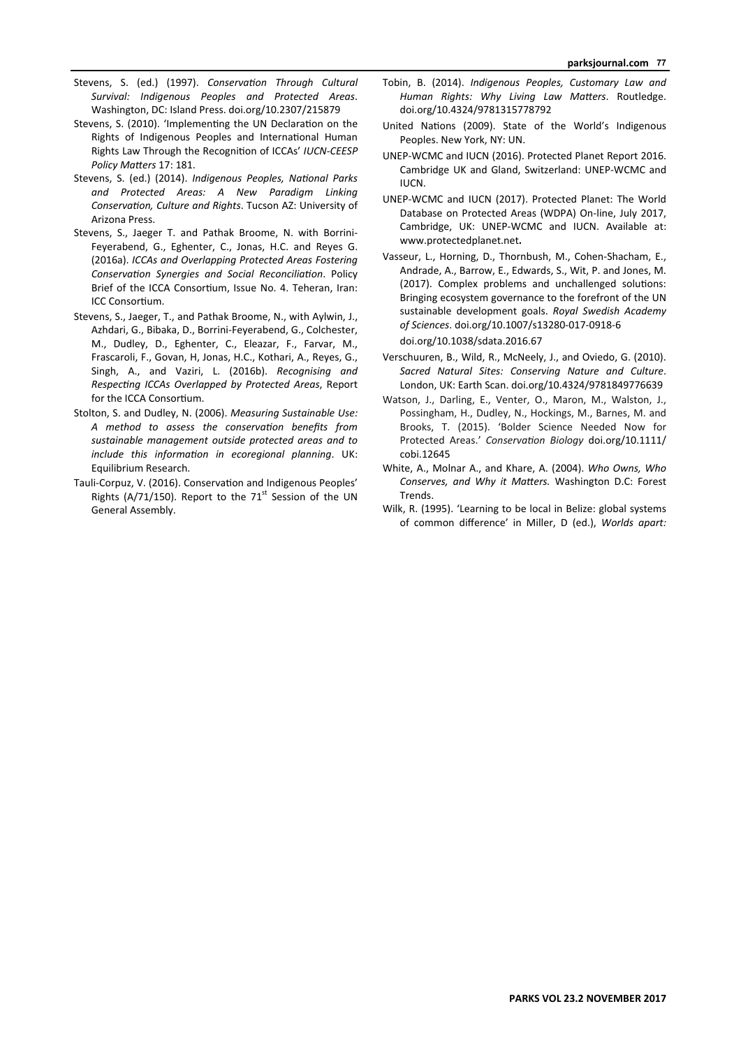Stevens, S. (ed.) (1997). *Conservation Through Cultural Survival: Indigenous Peoples and Protected Areas*. Washington, DC: Island Press. doi.org/10.2307/215879

Stevens, S. (2010). 'Implementing the UN Declaration on the Rights of Indigenous Peoples and International Human Rights Law Through the Recognition of ICCAs' *IUCN-CEESP Policy Matters* 17: 181.

Stevens, S. (ed.) (2014). *Indigenous Peoples, National Parks and Protected Areas: A New Paradigm Linking Conservation, Culture and Rights*. Tucson AZ: University of Arizona Press.

Stevens, S., Jaeger T. and Pathak Broome, N. with Borrini-Feyerabend, G., Eghenter, C., Jonas, H.C. and Reyes G. (2016a). *ICCAs and Overlapping Protected Areas Fostering Conservation Synergies and Social Reconciliation*. Policy Brief of the ICCA Consortium, Issue No. 4. Teheran, Iran: ICC Consortium.

Stevens, S., Jaeger, T., and Pathak Broome, N., with Aylwin, J., Azhdari, G., Bibaka, D., Borrini-Feyerabend, G., Colchester, M., Dudley, D., Eghenter, C., Eleazar, F., Farvar, M., Frascaroli, F., Govan, H, Jonas, H.C., Kothari, A., Reyes, G., Singh, A., and Vaziri, L. (2016b). *Recognising and Respecting ICCAs Overlapped by Protected Areas*, Report for the ICCA Consortium.

Stolton, S. and Dudley, N. (2006). *Measuring Sustainable Use: A method to assess the conservation benefits from sustainable management outside protected areas and to include this information in ecoregional planning*. UK: Equilibrium Research.

Tauli-Corpuz, V. (2016). Conservation and Indigenous Peoples' Rights (A/71/150). Report to the 71st Session of the UN General Assembly.

Tobin, B. (2014). *Indigenous Peoples, Customary Law and Human Rights: Why Living Law Matters*. Routledge. doi.org/10.4324/9781315778792

United Nations (2009). State of the World's Indigenous Peoples. New York, NY: UN.

UNEP-WCMC and IUCN (2016). Protected Planet Report 2016. Cambridge UK and Gland, Switzerland: UNEP-WCMC and IUCN.

UNEP-WCMC and IUCN (2017). Protected Planet: The World Database on Protected Areas (WDPA) On-line, July 2017, Cambridge, UK: UNEP-WCMC and IUCN. Available at: www.protectedplanet.net**.**

Vasseur, L., Horning, D., Thornbush, M., Cohen-Shacham, E., Andrade, A., Barrow, E., Edwards, S., Wit, P. and Jones, M. (2017). Complex problems and unchallenged solutions: Bringing ecosystem governance to the forefront of the UN sustainable development goals. *Royal Swedish Academy of Sciences*. doi.org/10.1007/s13280-017-0918-6 doi.org/10.1038/sdata.2016.67

Verschuuren, B., Wild, R., McNeely, J., and Oviedo, G. (2010). *Sacred Natural Sites: Conserving Nature and Culture*. London, UK: Earth Scan. doi.org/10.4324/9781849776639

Watson, J., Darling, E., Venter, O., Maron, M., Walston, J., Possingham, H., Dudley, N., Hockings, M., Barnes, M. and Brooks, T. (2015). 'Bolder Science Needed Now for Protected Areas.' *Conservation Biology* doi.org/10.1111/cobi.12645

White, A., Molnar A., and Khare, A. (2004). *Who Owns, Who Conserves, and Why it Matters.* Washington D.C: Forest Trends.

Wilk, R. (1995). 'Learning to be local in Belize: global systems of common difference' in Miller, D (ed.), *Worlds apart:*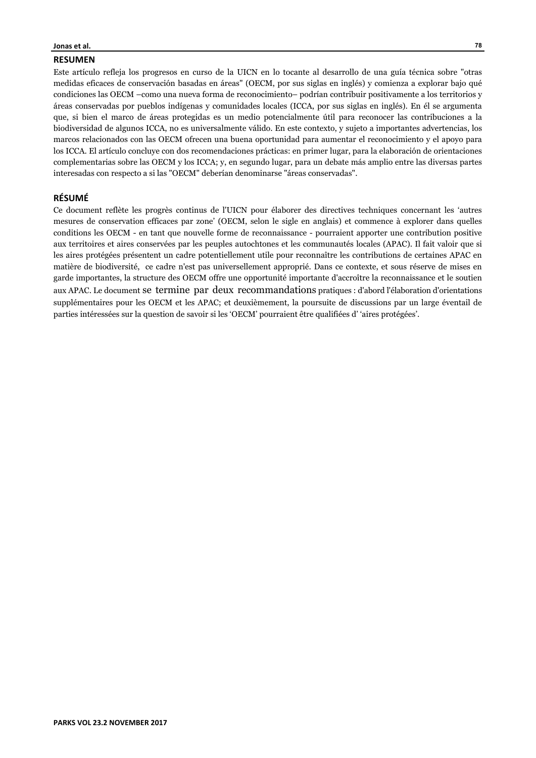## RESUMEN

Este artículo refleja los progresos en curso de la UICN en lo tocante al desarrollo de una guía técnica sobre "otras medidas eficaces de conservación basadas en áreas" (OECM, por sus siglas en inglés) y comienza a explorar bajo qué condiciones las OECM –como una nueva forma de reconocimiento– podrían contribuir positivamente a los territorios y áreas conservadas por pueblos indígenas y comunidades locales (ICCA, por sus siglas en inglés). En él se argumenta que, si bien el marco de áreas protegidas es un medio potencialmente útil para reconocer las contribuciones a la biodiversidad de algunos ICCA, no es universalmente válido. En este contexto, y sujeto a importantes advertencias, los marcos relacionados con las OECM ofrecen una buena oportunidad para aumentar el reconocimiento y el apoyo para los ICCA. El artículo concluye con dos recomendaciones prácticas: en primer lugar, para la elaboración de orientaciones complementarias sobre las OECM y los ICCA; y, en segundo lugar, para un debate más amplio entre las diversas partes interesadas con respecto a si las "OECM" deberían denominarse "áreas conservadas".

## RÉSUMÉ

Ce document reflète les progrès continus de l'UICN pour élaborer des directives techniques concernant les 'autres mesures de conservation efficaces par zone' (OECM, selon le sigle en anglais) et commence à explorer dans quelles conditions les OECM - en tant que nouvelle forme de reconnaissance - pourraient apporter une contribution positive aux territoires et aires conservées par les peuples autochtones et les communautés locales (APAC). Il fait valoir que si les aires protégées présentent un cadre potentiellement utile pour reconnaître les contributions de certaines APAC en matière de biodiversité, ce cadre n'est pas universellement approprié. Dans ce contexte, et sous réserve de mises en garde importantes, la structure des OECM offre une opportunité importante d'accroître la reconnaissance et le soutien aux APAC. Le document se termine par deux recommandations pratiques : d'abord l'élaboration d'orientations supplémentaires pour les OECM et les APAC; et deuxièmement, la poursuite de discussions par un large éventail de parties intéressées sur la question de savoir si les 'OECM' pourraient être qualifiées d' 'aires protégées'.